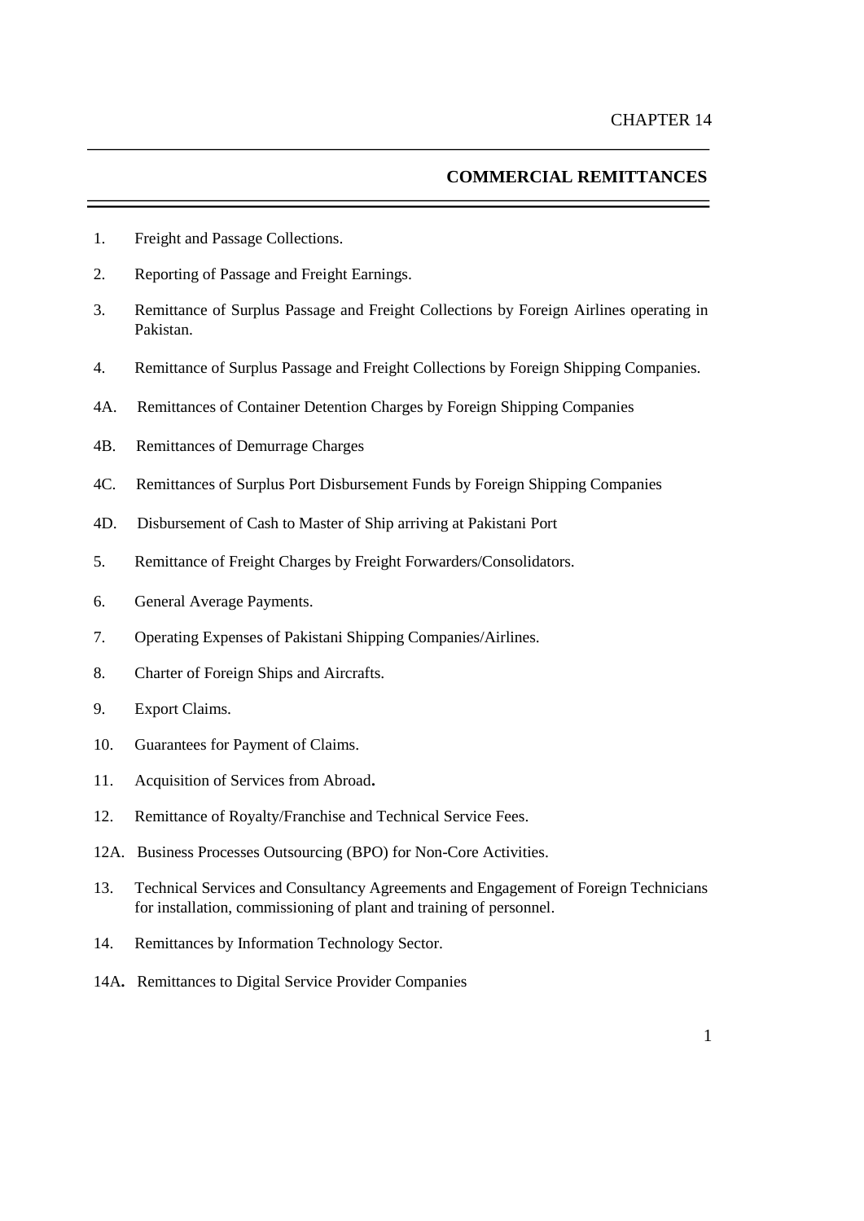# CHAPTER 14

## COMMERCIAL REMITTANCES

1. Freight and Passage Collections.
2. Reporting of Passage and Freight Earnings.
3. Remittance of Surplus Passage and Freight Collections by Foreign Airlines operating in Pakistan.
4. Remittance of Surplus Passage and Freight Collections by Foreign Shipping Companies.

4A. Remittances of Container Detention Charges by Foreign Shipping Companies

4B. Remittances of Demurrage Charges

4C. Remittances of Surplus Port Disbursement Funds by Foreign Shipping Companies

4D. Disbursement of Cash to Master of Ship arriving at Pakistani Port

5. Remittance of Freight Charges by Freight Forwarders/Consolidators.
6. General Average Payments.
7. Operating Expenses of Pakistani Shipping Companies/Airlines.
8. Charter of Foreign Ships and Aircrafts.
9. Export Claims.
10. Guarantees for Payment of Claims.
11. Acquisition of Services from Abroad**.**
12. Remittance of Royalty/Franchise and Technical Service Fees.

12A. Business Processes Outsourcing (BPO) for Non-Core Activities.

13. Technical Services and Consultancy Agreements and Engagement of Foreign Technicians for installation, commissioning of plant and training of personnel.
14. Remittances by Information Technology Sector.

14A**.** Remittances to Digital Service Provider Companies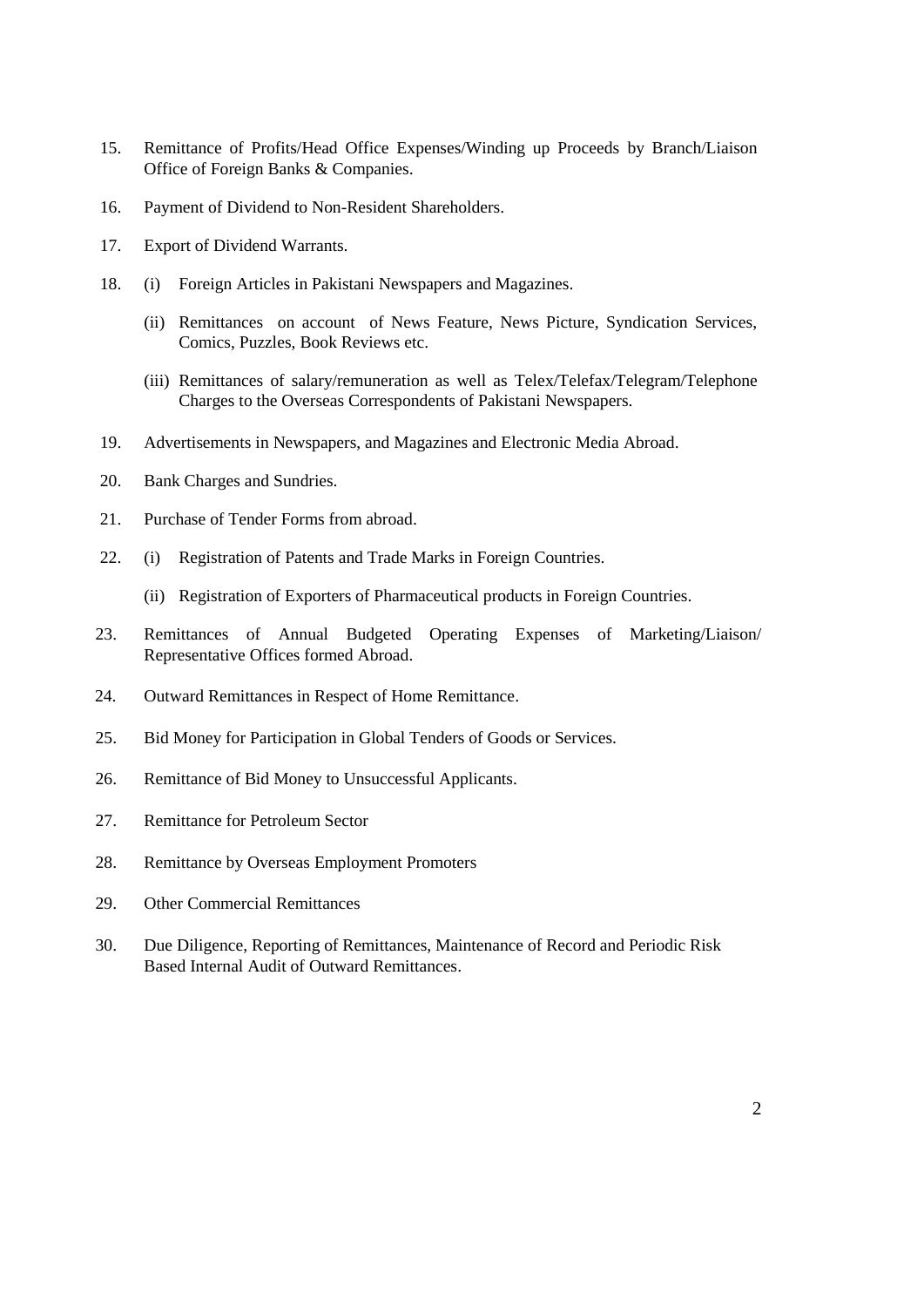15. Remittance of Profits/Head Office Expenses/Winding up Proceeds by Branch/Liaison Office of Foreign Banks & Companies.

16. Payment of Dividend to Non-Resident Shareholders.

17. Export of Dividend Warrants.

18. (i) Foreign Articles in Pakistani Newspapers and Magazines.

    (ii) Remittances on account of News Feature, News Picture, Syndication Services, Comics, Puzzles, Book Reviews etc.

    (iii) Remittances of salary/remuneration as well as Telex/Telefax/Telegram/Telephone Charges to the Overseas Correspondents of Pakistani Newspapers.

19. Advertisements in Newspapers, and Magazines and Electronic Media Abroad.

20. Bank Charges and Sundries.

21. Purchase of Tender Forms from abroad.

22. (i) Registration of Patents and Trade Marks in Foreign Countries.

    (ii) Registration of Exporters of Pharmaceutical products in Foreign Countries.

23. Remittances of Annual Budgeted Operating Expenses of Marketing/Liaison/ Representative Offices formed Abroad.

24. Outward Remittances in Respect of Home Remittance.

25. Bid Money for Participation in Global Tenders of Goods or Services.

26. Remittance of Bid Money to Unsuccessful Applicants.

27. Remittance for Petroleum Sector

28. Remittance by Overseas Employment Promoters

29. Other Commercial Remittances

30. Due Diligence, Reporting of Remittances, Maintenance of Record and Periodic Risk Based Internal Audit of Outward Remittances.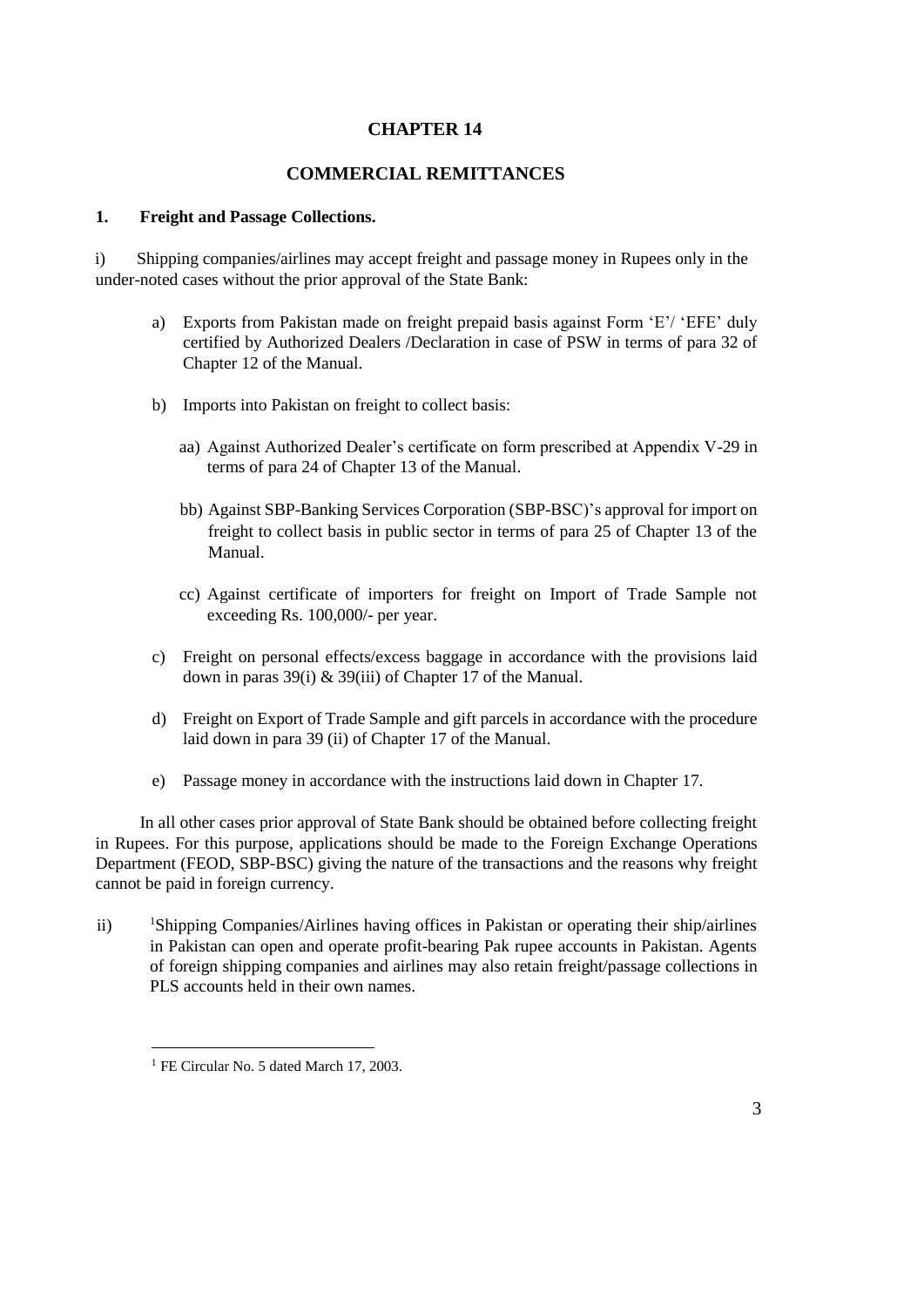# CHAPTER 14

# COMMERCIAL REMITTANCES

## 1. Freight and Passage Collections.

i) Shipping companies/airlines may accept freight and passage money in Rupees only in the under-noted cases without the prior approval of the State Bank:

a) Exports from Pakistan made on freight prepaid basis against Form 'E'/ 'EFE' duly certified by Authorized Dealers /Declaration in case of PSW in terms of para 32 of Chapter 12 of the Manual.

b) Imports into Pakistan on freight to collect basis:

aa) Against Authorized Dealer's certificate on form prescribed at Appendix V-29 in terms of para 24 of Chapter 13 of the Manual.

bb) Against SBP-Banking Services Corporation (SBP-BSC)'s approval for import on freight to collect basis in public sector in terms of para 25 of Chapter 13 of the Manual.

cc) Against certificate of importers for freight on Import of Trade Sample not exceeding Rs. 100,000/- per year.

c) Freight on personal effects/excess baggage in accordance with the provisions laid down in paras 39(i) & 39(iii) of Chapter 17 of the Manual.

d) Freight on Export of Trade Sample and gift parcels in accordance with the procedure laid down in para 39 (ii) of Chapter 17 of the Manual.

e) Passage money in accordance with the instructions laid down in Chapter 17.

In all other cases prior approval of State Bank should be obtained before collecting freight in Rupees. For this purpose, applications should be made to the Foreign Exchange Operations Department (FEOD, SBP-BSC) giving the nature of the transactions and the reasons why freight cannot be paid in foreign currency.

ii) [1]Shipping Companies/Airlines having offices in Pakistan or operating their ship/airlines in Pakistan can open and operate profit-bearing Pak rupee accounts in Pakistan. Agents of foreign shipping companies and airlines may also retain freight/passage collections in PLS accounts held in their own names.

---

[1] FE Circular No. 5 dated March 17, 2003.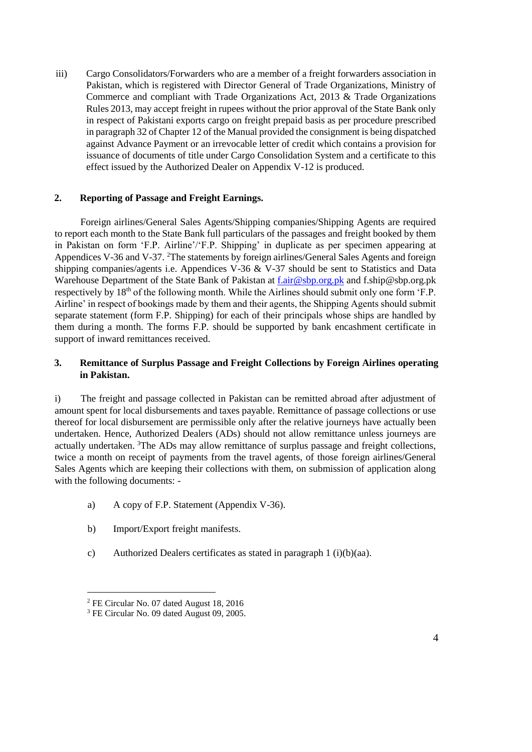iii) Cargo Consolidators/Forwarders who are a member of a freight forwarders association in Pakistan, which is registered with Director General of Trade Organizations, Ministry of Commerce and compliant with Trade Organizations Act, 2013 & Trade Organizations Rules 2013, may accept freight in rupees without the prior approval of the State Bank only in respect of Pakistani exports cargo on freight prepaid basis as per procedure prescribed in paragraph 32 of Chapter 12 of the Manual provided the consignment is being dispatched against Advance Payment or an irrevocable letter of credit which contains a provision for issuance of documents of title under Cargo Consolidation System and a certificate to this effect issued by the Authorized Dealer on Appendix V-12 is produced.

## 2. Reporting of Passage and Freight Earnings.

Foreign airlines/General Sales Agents/Shipping companies/Shipping Agents are required to report each month to the State Bank full particulars of the passages and freight booked by them in Pakistan on form 'F.P. Airline'/'F.P. Shipping' in duplicate as per specimen appearing at Appendices V-36 and V-37. [2]The statements by foreign airlines/General Sales Agents and foreign shipping companies/agents i.e. Appendices V-36 & V-37 should be sent to Statistics and Data Warehouse Department of the State Bank of Pakistan at f.air@sbp.org.pk and f.ship@sbp.org.pk respectively by 18th of the following month. While the Airlines should submit only one form 'F.P. Airline' in respect of bookings made by them and their agents, the Shipping Agents should submit separate statement (form F.P. Shipping) for each of their principals whose ships are handled by them during a month. The forms F.P. should be supported by bank encashment certificate in support of inward remittances received.

## 3. Remittance of Surplus Passage and Freight Collections by Foreign Airlines operating in Pakistan.

i) The freight and passage collected in Pakistan can be remitted abroad after adjustment of amount spent for local disbursements and taxes payable. Remittance of passage collections or use thereof for local disbursement are permissible only after the relative journeys have actually been undertaken. Hence, Authorized Dealers (ADs) should not allow remittance unless journeys are actually undertaken. [3]The ADs may allow remittance of surplus passage and freight collections, twice a month on receipt of payments from the travel agents, of those foreign airlines/General Sales Agents which are keeping their collections with them, on submission of application along with the following documents: -

a) A copy of F.P. Statement (Appendix V-36).

b) Import/Export freight manifests.

c) Authorized Dealers certificates as stated in paragraph 1 (i)(b)(aa).

---

[2] FE Circular No. 07 dated August 18, 2016

[3] FE Circular No. 09 dated August 09, 2005.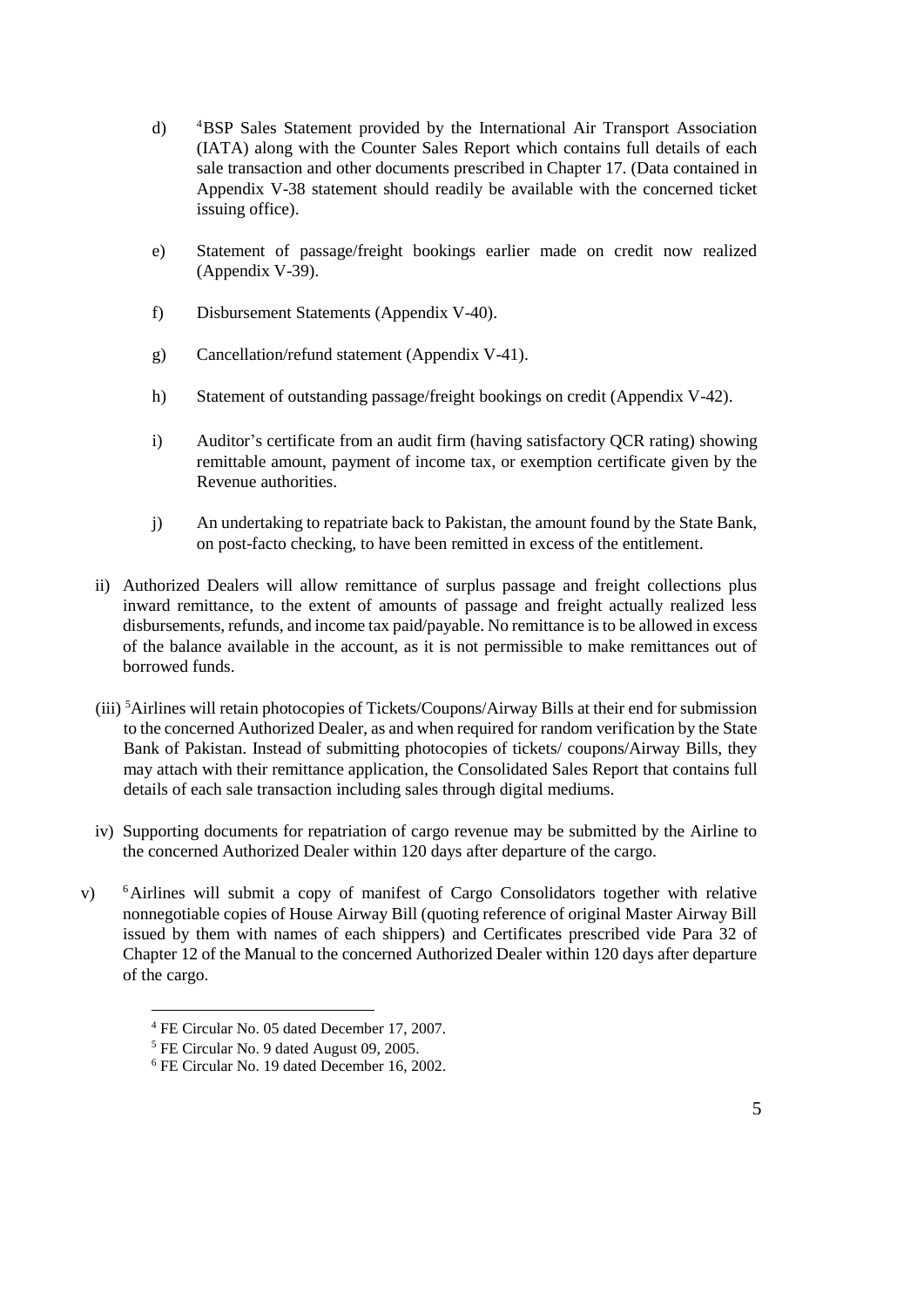d) [4]BSP Sales Statement provided by the International Air Transport Association (IATA) along with the Counter Sales Report which contains full details of each sale transaction and other documents prescribed in Chapter 17. (Data contained in Appendix V-38 statement should readily be available with the concerned ticket issuing office).

e) Statement of passage/freight bookings earlier made on credit now realized (Appendix V-39).

f) Disbursement Statements (Appendix V-40).

g) Cancellation/refund statement (Appendix V-41).

h) Statement of outstanding passage/freight bookings on credit (Appendix V-42).

i) Auditor's certificate from an audit firm (having satisfactory QCR rating) showing remittable amount, payment of income tax, or exemption certificate given by the Revenue authorities.

j) An undertaking to repatriate back to Pakistan, the amount found by the State Bank, on post-facto checking, to have been remitted in excess of the entitlement.

ii) Authorized Dealers will allow remittance of surplus passage and freight collections plus inward remittance, to the extent of amounts of passage and freight actually realized less disbursements, refunds, and income tax paid/payable. No remittance is to be allowed in excess of the balance available in the account, as it is not permissible to make remittances out of borrowed funds.

(iii) [5]Airlines will retain photocopies of Tickets/Coupons/Airway Bills at their end for submission to the concerned Authorized Dealer, as and when required for random verification by the State Bank of Pakistan. Instead of submitting photocopies of tickets/ coupons/Airway Bills, they may attach with their remittance application, the Consolidated Sales Report that contains full details of each sale transaction including sales through digital mediums.

iv) Supporting documents for repatriation of cargo revenue may be submitted by the Airline to the concerned Authorized Dealer within 120 days after departure of the cargo.

v) [6]Airlines will submit a copy of manifest of Cargo Consolidators together with relative nonnegotiable copies of House Airway Bill (quoting reference of original Master Airway Bill issued by them with names of each shippers) and Certificates prescribed vide Para 32 of Chapter 12 of the Manual to the concerned Authorized Dealer within 120 days after departure of the cargo.

---

[4] FE Circular No. 05 dated December 17, 2007.

[5] FE Circular No. 9 dated August 09, 2005.

[6] FE Circular No. 19 dated December 16, 2002.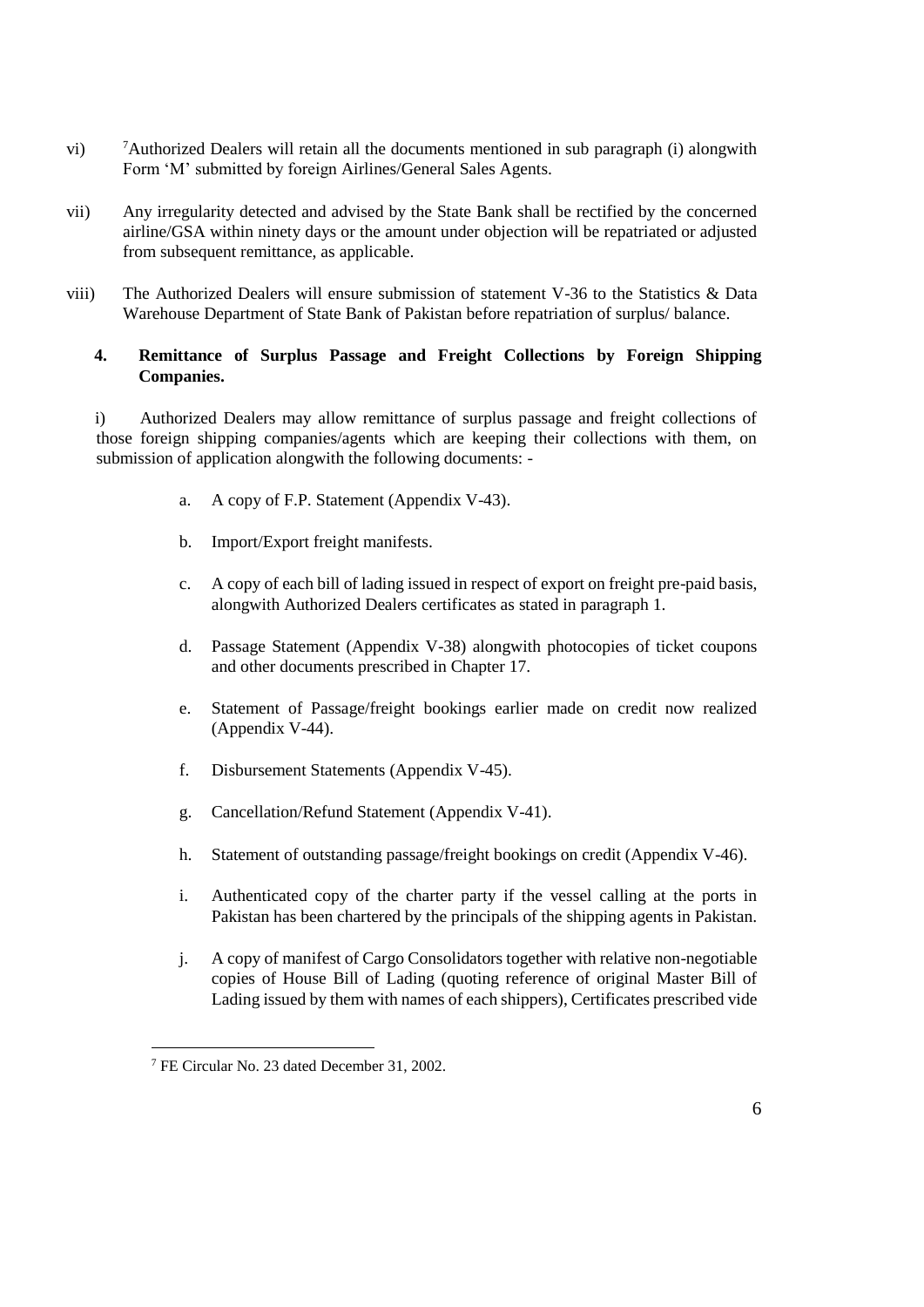vi) [7]Authorized Dealers will retain all the documents mentioned in sub paragraph (i) alongwith Form 'M' submitted by foreign Airlines/General Sales Agents.

vii) Any irregularity detected and advised by the State Bank shall be rectified by the concerned airline/GSA within ninety days or the amount under objection will be repatriated or adjusted from subsequent remittance, as applicable.

viii) The Authorized Dealers will ensure submission of statement V-36 to the Statistics & Data Warehouse Department of State Bank of Pakistan before repatriation of surplus/ balance.

## 4. Remittance of Surplus Passage and Freight Collections by Foreign Shipping Companies.

i) Authorized Dealers may allow remittance of surplus passage and freight collections of those foreign shipping companies/agents which are keeping their collections with them, on submission of application alongwith the following documents: -

a. A copy of F.P. Statement (Appendix V-43).

b. Import/Export freight manifests.

c. A copy of each bill of lading issued in respect of export on freight pre-paid basis, alongwith Authorized Dealers certificates as stated in paragraph 1.

d. Passage Statement (Appendix V-38) alongwith photocopies of ticket coupons and other documents prescribed in Chapter 17.

e. Statement of Passage/freight bookings earlier made on credit now realized (Appendix V-44).

f. Disbursement Statements (Appendix V-45).

g. Cancellation/Refund Statement (Appendix V-41).

h. Statement of outstanding passage/freight bookings on credit (Appendix V-46).

i. Authenticated copy of the charter party if the vessel calling at the ports in Pakistan has been chartered by the principals of the shipping agents in Pakistan.

j. A copy of manifest of Cargo Consolidators together with relative non-negotiable copies of House Bill of Lading (quoting reference of original Master Bill of Lading issued by them with names of each shippers), Certificates prescribed vide

[7] FE Circular No. 23 dated December 31, 2002.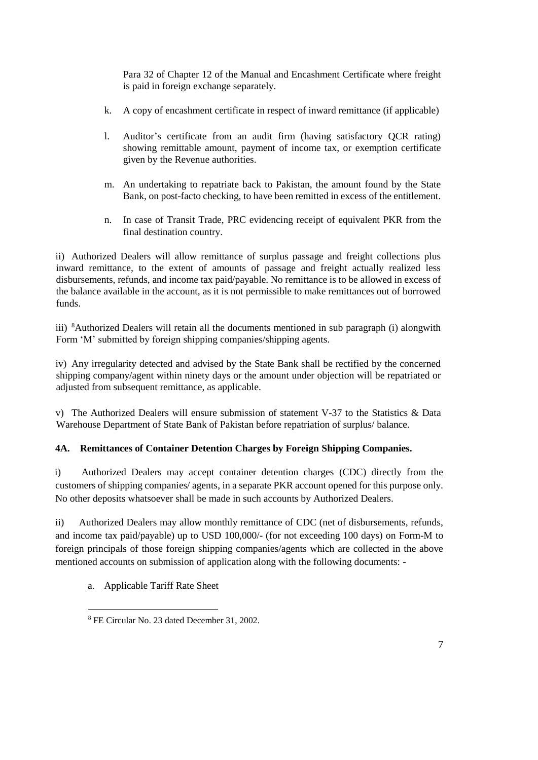Para 32 of Chapter 12 of the Manual and Encashment Certificate where freight is paid in foreign exchange separately.

k. A copy of encashment certificate in respect of inward remittance (if applicable)

l. Auditor's certificate from an audit firm (having satisfactory QCR rating) showing remittable amount, payment of income tax, or exemption certificate given by the Revenue authorities.

m. An undertaking to repatriate back to Pakistan, the amount found by the State Bank, on post-facto checking, to have been remitted in excess of the entitlement.

n. In case of Transit Trade, PRC evidencing receipt of equivalent PKR from the final destination country.

ii) Authorized Dealers will allow remittance of surplus passage and freight collections plus inward remittance, to the extent of amounts of passage and freight actually realized less disbursements, refunds, and income tax paid/payable. No remittance is to be allowed in excess of the balance available in the account, as it is not permissible to make remittances out of borrowed funds.

iii) [8]Authorized Dealers will retain all the documents mentioned in sub paragraph (i) alongwith Form 'M' submitted by foreign shipping companies/shipping agents.

iv) Any irregularity detected and advised by the State Bank shall be rectified by the concerned shipping company/agent within ninety days or the amount under objection will be repatriated or adjusted from subsequent remittance, as applicable.

v) The Authorized Dealers will ensure submission of statement V-37 to the Statistics & Data Warehouse Department of State Bank of Pakistan before repatriation of surplus/ balance.

**4A. Remittances of Container Detention Charges by Foreign Shipping Companies.**

i) Authorized Dealers may accept container detention charges (CDC) directly from the customers of shipping companies/ agents, in a separate PKR account opened for this purpose only. No other deposits whatsoever shall be made in such accounts by Authorized Dealers.

ii) Authorized Dealers may allow monthly remittance of CDC (net of disbursements, refunds, and income tax paid/payable) up to USD 100,000/- (for not exceeding 100 days) on Form-M to foreign principals of those foreign shipping companies/agents which are collected in the above mentioned accounts on submission of application along with the following documents: -

a. Applicable Tariff Rate Sheet

[8] FE Circular No. 23 dated December 31, 2002.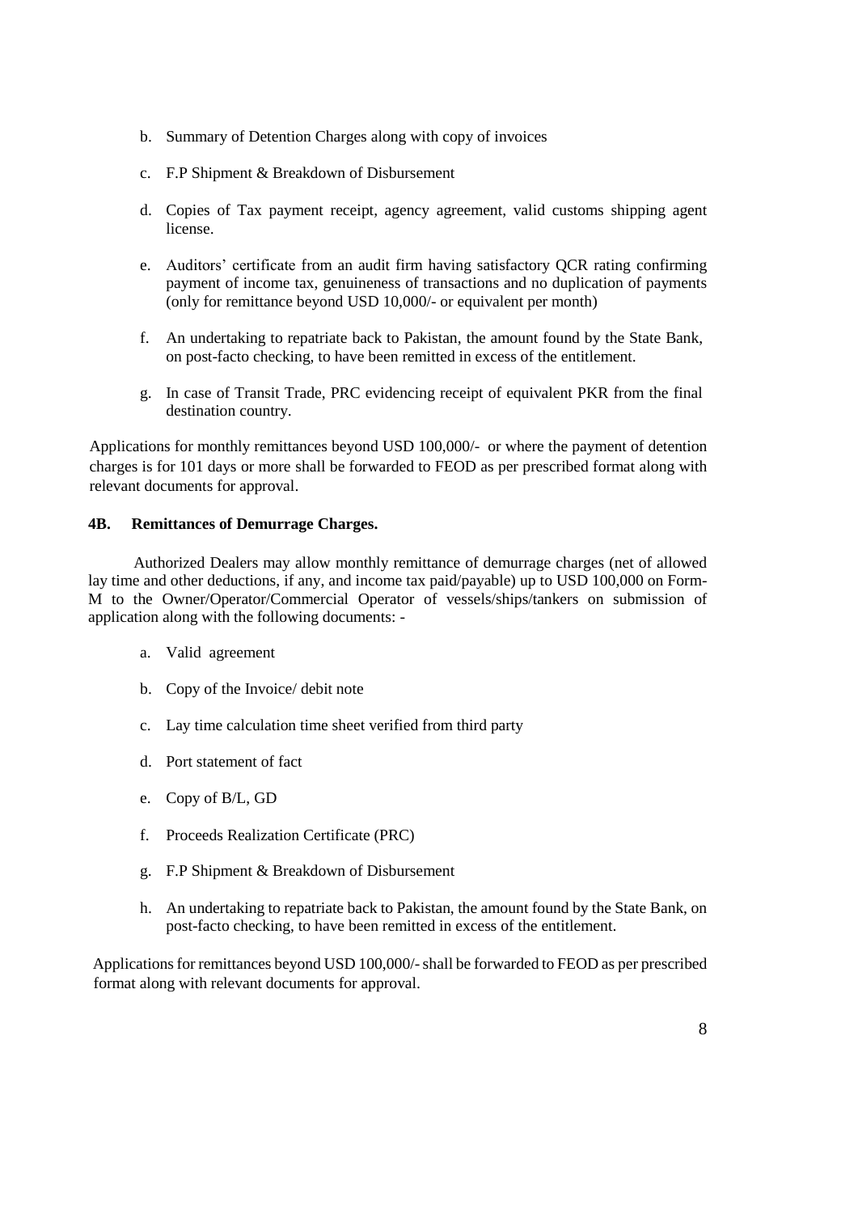b. Summary of Detention Charges along with copy of invoices

c. F.P Shipment & Breakdown of Disbursement

d. Copies of Tax payment receipt, agency agreement, valid customs shipping agent license.

e. Auditors' certificate from an audit firm having satisfactory QCR rating confirming payment of income tax, genuineness of transactions and no duplication of payments (only for remittance beyond USD 10,000/- or equivalent per month)

f. An undertaking to repatriate back to Pakistan, the amount found by the State Bank, on post-facto checking, to have been remitted in excess of the entitlement.

g. In case of Transit Trade, PRC evidencing receipt of equivalent PKR from the final destination country.

Applications for monthly remittances beyond USD 100,000/- or where the payment of detention charges is for 101 days or more shall be forwarded to FEOD as per prescribed format along with relevant documents for approval.

**4B. Remittances of Demurrage Charges.**

Authorized Dealers may allow monthly remittance of demurrage charges (net of allowed lay time and other deductions, if any, and income tax paid/payable) up to USD 100,000 on Form-M to the Owner/Operator/Commercial Operator of vessels/ships/tankers on submission of application along with the following documents: -

a. Valid agreement

b. Copy of the Invoice/ debit note

c. Lay time calculation time sheet verified from third party

d. Port statement of fact

e. Copy of B/L, GD

f. Proceeds Realization Certificate (PRC)

g. F.P Shipment & Breakdown of Disbursement

h. An undertaking to repatriate back to Pakistan, the amount found by the State Bank, on post-facto checking, to have been remitted in excess of the entitlement.

Applications for remittances beyond USD 100,000/- shall be forwarded to FEOD as per prescribed format along with relevant documents for approval.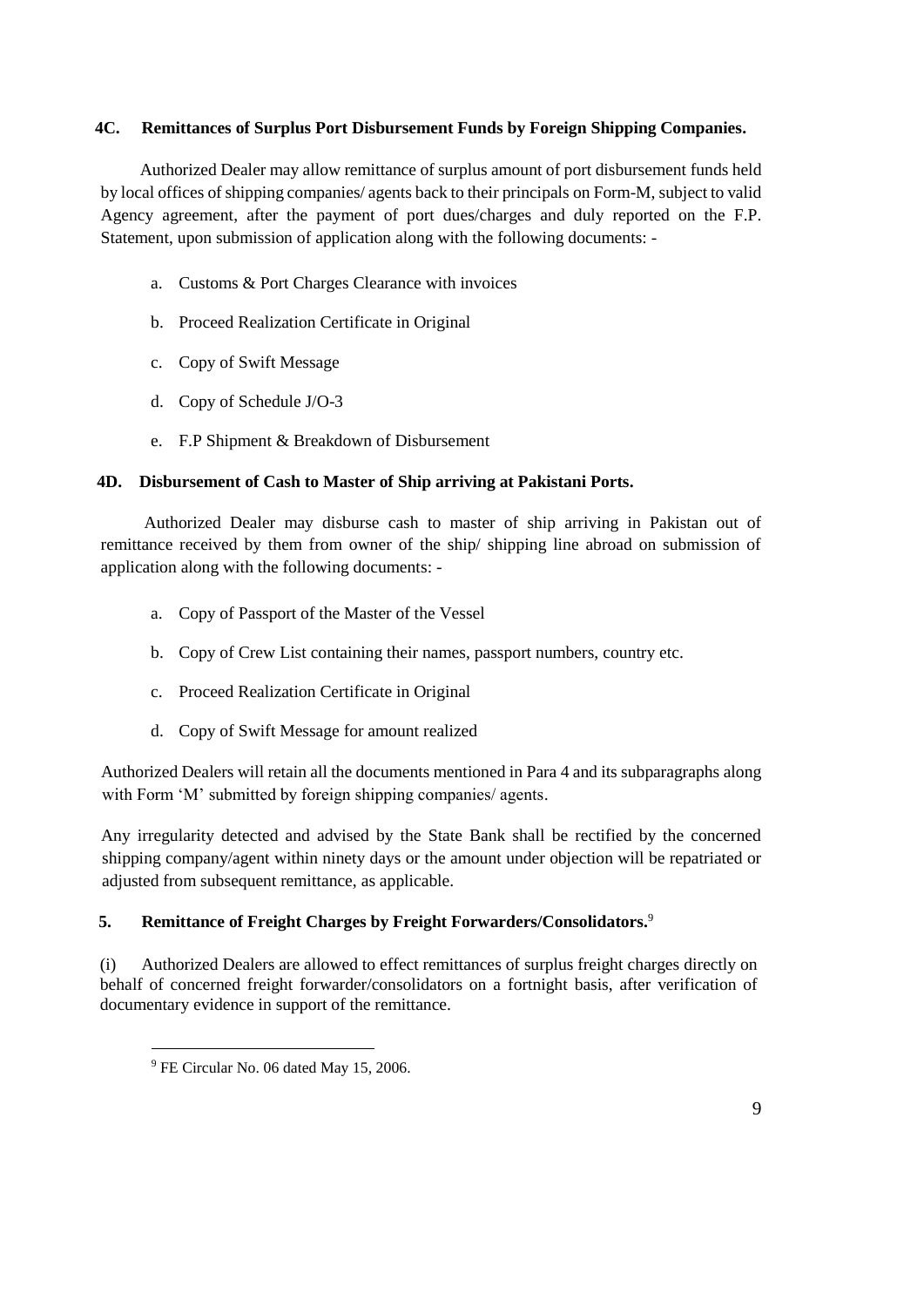### 4C. Remittances of Surplus Port Disbursement Funds by Foreign Shipping Companies.

Authorized Dealer may allow remittance of surplus amount of port disbursement funds held by local offices of shipping companies/ agents back to their principals on Form-M, subject to valid Agency agreement, after the payment of port dues/charges and duly reported on the F.P. Statement, upon submission of application along with the following documents: -

a. Customs & Port Charges Clearance with invoices

b. Proceed Realization Certificate in Original

c. Copy of Swift Message

d. Copy of Schedule J/O-3

e. F.P Shipment & Breakdown of Disbursement

### 4D. Disbursement of Cash to Master of Ship arriving at Pakistani Ports.

Authorized Dealer may disburse cash to master of ship arriving in Pakistan out of remittance received by them from owner of the ship/ shipping line abroad on submission of application along with the following documents: -

a. Copy of Passport of the Master of the Vessel

b. Copy of Crew List containing their names, passport numbers, country etc.

c. Proceed Realization Certificate in Original

d. Copy of Swift Message for amount realized

Authorized Dealers will retain all the documents mentioned in Para 4 and its subparagraphs along with Form 'M' submitted by foreign shipping companies/ agents.

Any irregularity detected and advised by the State Bank shall be rectified by the concerned shipping company/agent within ninety days or the amount under objection will be repatriated or adjusted from subsequent remittance, as applicable.

### 5. Remittance of Freight Charges by Freight Forwarders/Consolidators.[9]

(i) Authorized Dealers are allowed to effect remittances of surplus freight charges directly on behalf of concerned freight forwarder/consolidators on a fortnight basis, after verification of documentary evidence in support of the remittance.

---

[9] FE Circular No. 06 dated May 15, 2006.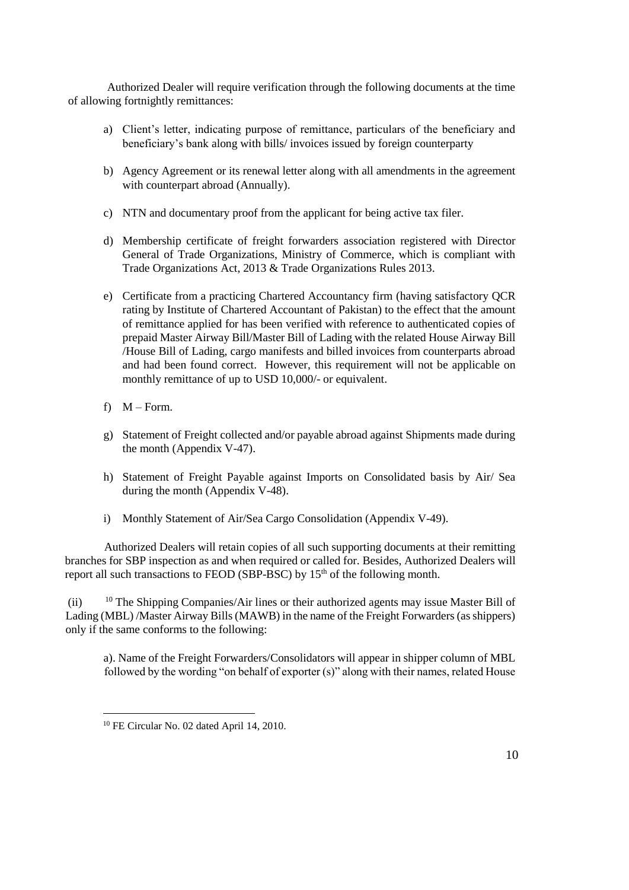Authorized Dealer will require verification through the following documents at the time of allowing fortnightly remittances:

a) Client's letter, indicating purpose of remittance, particulars of the beneficiary and beneficiary's bank along with bills/ invoices issued by foreign counterparty

b) Agency Agreement or its renewal letter along with all amendments in the agreement with counterpart abroad (Annually).

c) NTN and documentary proof from the applicant for being active tax filer.

d) Membership certificate of freight forwarders association registered with Director General of Trade Organizations, Ministry of Commerce, which is compliant with Trade Organizations Act, 2013 & Trade Organizations Rules 2013.

e) Certificate from a practicing Chartered Accountancy firm (having satisfactory QCR rating by Institute of Chartered Accountant of Pakistan) to the effect that the amount of remittance applied for has been verified with reference to authenticated copies of prepaid Master Airway Bill/Master Bill of Lading with the related House Airway Bill /House Bill of Lading, cargo manifests and billed invoices from counterparts abroad and had been found correct. However, this requirement will not be applicable on monthly remittance of up to USD 10,000/- or equivalent.

f) M – Form.

g) Statement of Freight collected and/or payable abroad against Shipments made during the month (Appendix V-47).

h) Statement of Freight Payable against Imports on Consolidated basis by Air/ Sea during the month (Appendix V-48).

i) Monthly Statement of Air/Sea Cargo Consolidation (Appendix V-49).

Authorized Dealers will retain copies of all such supporting documents at their remitting branches for SBP inspection as and when required or called for. Besides, Authorized Dealers will report all such transactions to FEOD (SBP-BSC) by 15th of the following month.

(ii) [10] The Shipping Companies/Air lines or their authorized agents may issue Master Bill of Lading (MBL) /Master Airway Bills (MAWB) in the name of the Freight Forwarders (as shippers) only if the same conforms to the following:

a). Name of the Freight Forwarders/Consolidators will appear in shipper column of MBL followed by the wording "on behalf of exporter (s)" along with their names, related House

[10] FE Circular No. 02 dated April 14, 2010.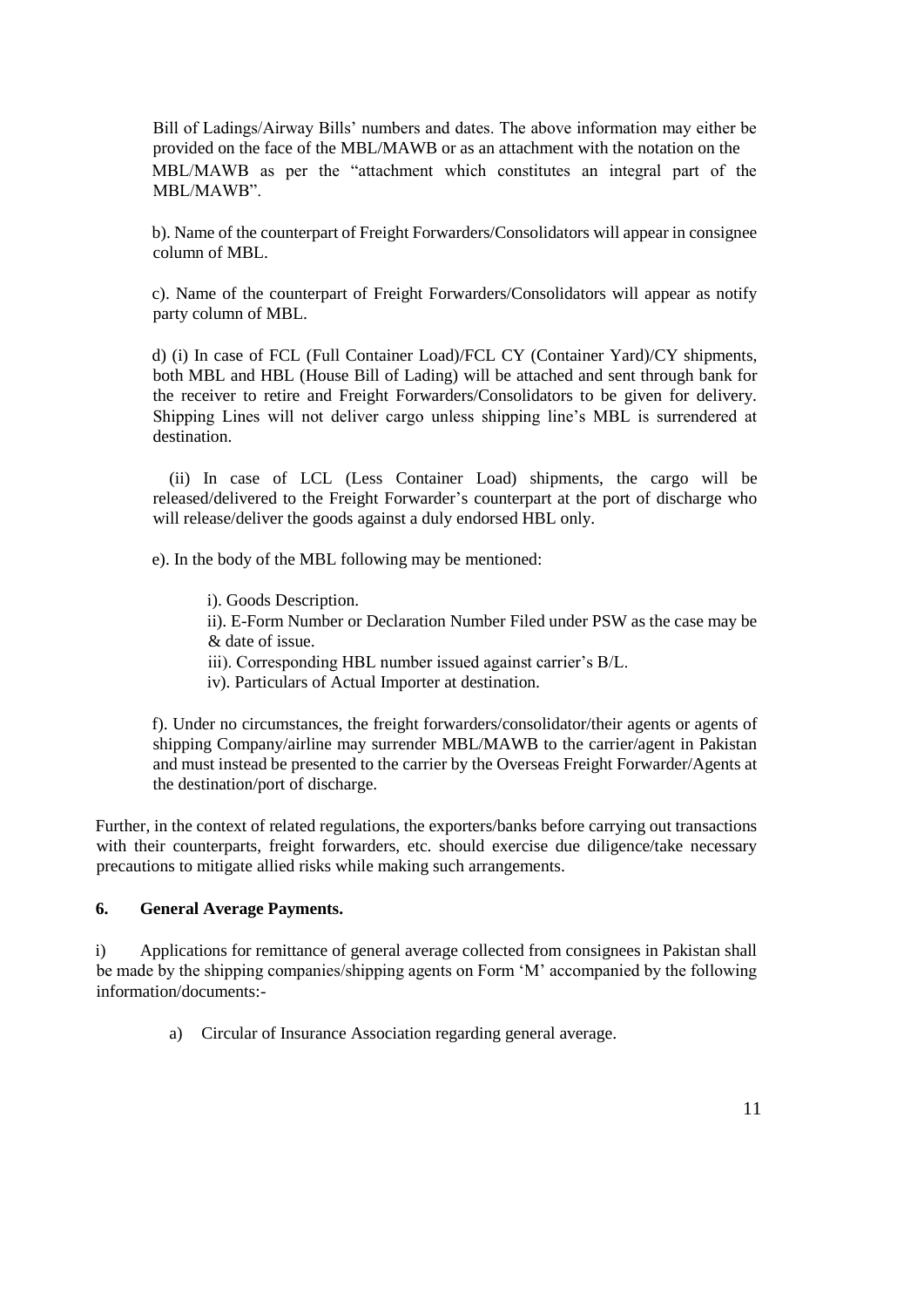Bill of Ladings/Airway Bills' numbers and dates. The above information may either be provided on the face of the MBL/MAWB or as an attachment with the notation on the MBL/MAWB as per the "attachment which constitutes an integral part of the MBL/MAWB".

b). Name of the counterpart of Freight Forwarders/Consolidators will appear in consignee column of MBL.

c). Name of the counterpart of Freight Forwarders/Consolidators will appear as notify party column of MBL.

d) (i) In case of FCL (Full Container Load)/FCL CY (Container Yard)/CY shipments, both MBL and HBL (House Bill of Lading) will be attached and sent through bank for the receiver to retire and Freight Forwarders/Consolidators to be given for delivery. Shipping Lines will not deliver cargo unless shipping line's MBL is surrendered at destination.

(ii) In case of LCL (Less Container Load) shipments, the cargo will be released/delivered to the Freight Forwarder's counterpart at the port of discharge who will release/deliver the goods against a duly endorsed HBL only.

e). In the body of the MBL following may be mentioned:

i). Goods Description.
ii). E-Form Number or Declaration Number Filed under PSW as the case may be & date of issue.
iii). Corresponding HBL number issued against carrier's B/L.
iv). Particulars of Actual Importer at destination.

f). Under no circumstances, the freight forwarders/consolidator/their agents or agents of shipping Company/airline may surrender MBL/MAWB to the carrier/agent in Pakistan and must instead be presented to the carrier by the Overseas Freight Forwarder/Agents at the destination/port of discharge.

Further, in the context of related regulations, the exporters/banks before carrying out transactions with their counterparts, freight forwarders, etc. should exercise due diligence/take necessary precautions to mitigate allied risks while making such arrangements.

**6. General Average Payments.**

i) Applications for remittance of general average collected from consignees in Pakistan shall be made by the shipping companies/shipping agents on Form 'M' accompanied by the following information/documents:-

a) Circular of Insurance Association regarding general average.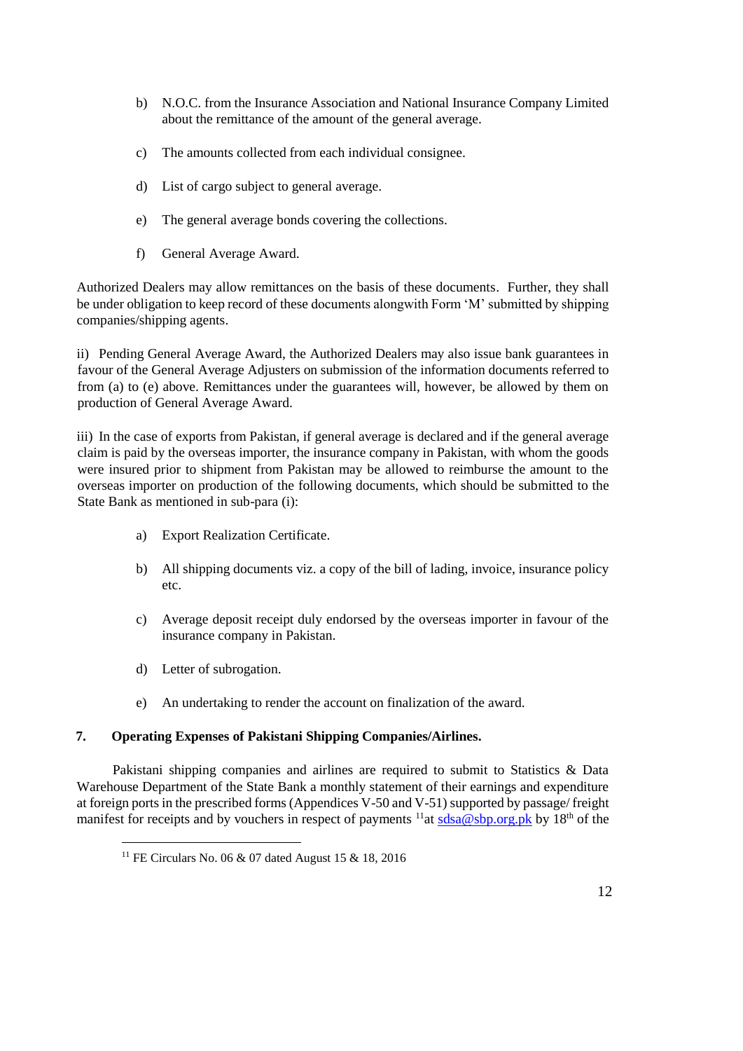b) N.O.C. from the Insurance Association and National Insurance Company Limited about the remittance of the amount of the general average.

c) The amounts collected from each individual consignee.

d) List of cargo subject to general average.

e) The general average bonds covering the collections.

f) General Average Award.

Authorized Dealers may allow remittances on the basis of these documents. Further, they shall be under obligation to keep record of these documents alongwith Form 'M' submitted by shipping companies/shipping agents.

ii) Pending General Average Award, the Authorized Dealers may also issue bank guarantees in favour of the General Average Adjusters on submission of the information documents referred to from (a) to (e) above. Remittances under the guarantees will, however, be allowed by them on production of General Average Award.

iii) In the case of exports from Pakistan, if general average is declared and if the general average claim is paid by the overseas importer, the insurance company in Pakistan, with whom the goods were insured prior to shipment from Pakistan may be allowed to reimburse the amount to the overseas importer on production of the following documents, which should be submitted to the State Bank as mentioned in sub-para (i):

a) Export Realization Certificate.

b) All shipping documents viz. a copy of the bill of lading, invoice, insurance policy etc.

c) Average deposit receipt duly endorsed by the overseas importer in favour of the insurance company in Pakistan.

d) Letter of subrogation.

e) An undertaking to render the account on finalization of the award.

**7. Operating Expenses of Pakistani Shipping Companies/Airlines.**

Pakistani shipping companies and airlines are required to submit to Statistics & Data Warehouse Department of the State Bank a monthly statement of their earnings and expenditure at foreign ports in the prescribed forms (Appendices V-50 and V-51) supported by passage/ freight manifest for receipts and by vouchers in respect of payments [11]at sdsa@sbp.org.pk by 18th of the

[11] FE Circulars No. 06 & 07 dated August 15 & 18, 2016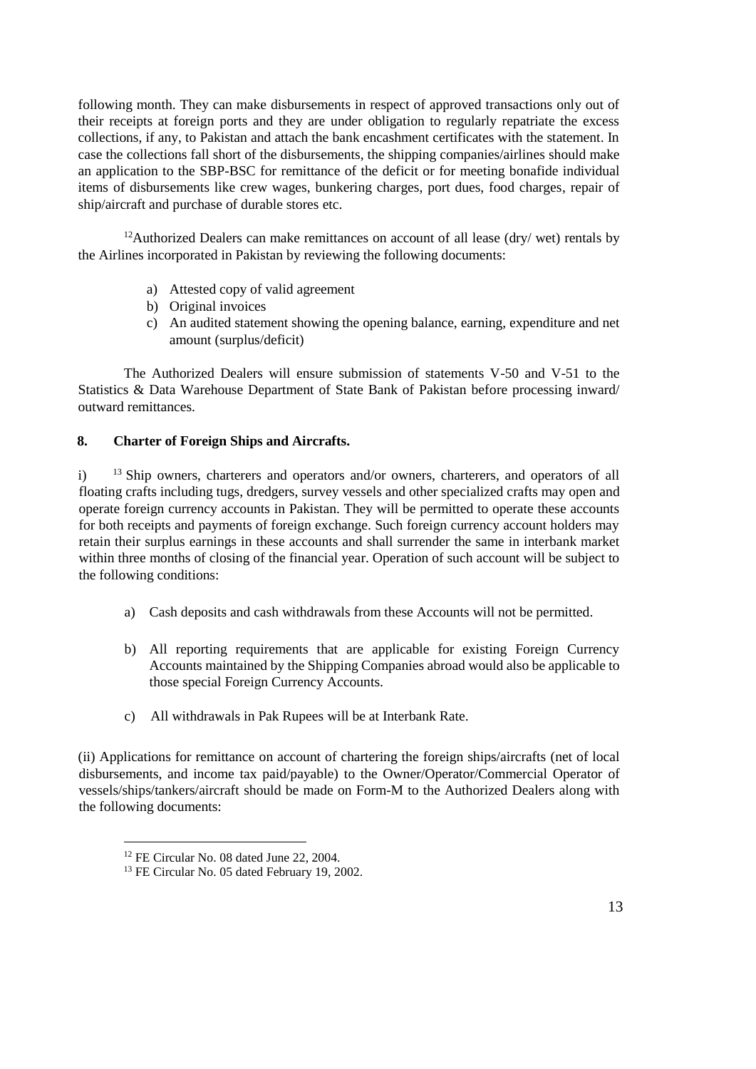following month. They can make disbursements in respect of approved transactions only out of their receipts at foreign ports and they are under obligation to regularly repatriate the excess collections, if any, to Pakistan and attach the bank encashment certificates with the statement. In case the collections fall short of the disbursements, the shipping companies/airlines should make an application to the SBP-BSC for remittance of the deficit or for meeting bonafide individual items of disbursements like crew wages, bunkering charges, port dues, food charges, repair of ship/aircraft and purchase of durable stores etc.

[12]Authorized Dealers can make remittances on account of all lease (dry/ wet) rentals by the Airlines incorporated in Pakistan by reviewing the following documents:

a) Attested copy of valid agreement
b) Original invoices
c) An audited statement showing the opening balance, earning, expenditure and net amount (surplus/deficit)

The Authorized Dealers will ensure submission of statements V-50 and V-51 to the Statistics & Data Warehouse Department of State Bank of Pakistan before processing inward/ outward remittances.

## 8. Charter of Foreign Ships and Aircrafts.

i) [13] Ship owners, charterers and operators and/or owners, charterers, and operators of all floating crafts including tugs, dredgers, survey vessels and other specialized crafts may open and operate foreign currency accounts in Pakistan. They will be permitted to operate these accounts for both receipts and payments of foreign exchange. Such foreign currency account holders may retain their surplus earnings in these accounts and shall surrender the same in interbank market within three months of closing of the financial year. Operation of such account will be subject to the following conditions:

a) Cash deposits and cash withdrawals from these Accounts will not be permitted.

b) All reporting requirements that are applicable for existing Foreign Currency Accounts maintained by the Shipping Companies abroad would also be applicable to those special Foreign Currency Accounts.

c) All withdrawals in Pak Rupees will be at Interbank Rate.

(ii) Applications for remittance on account of chartering the foreign ships/aircrafts (net of local disbursements, and income tax paid/payable) to the Owner/Operator/Commercial Operator of vessels/ships/tankers/aircraft should be made on Form-M to the Authorized Dealers along with the following documents:

---

[12] FE Circular No. 08 dated June 22, 2004.

[13] FE Circular No. 05 dated February 19, 2002.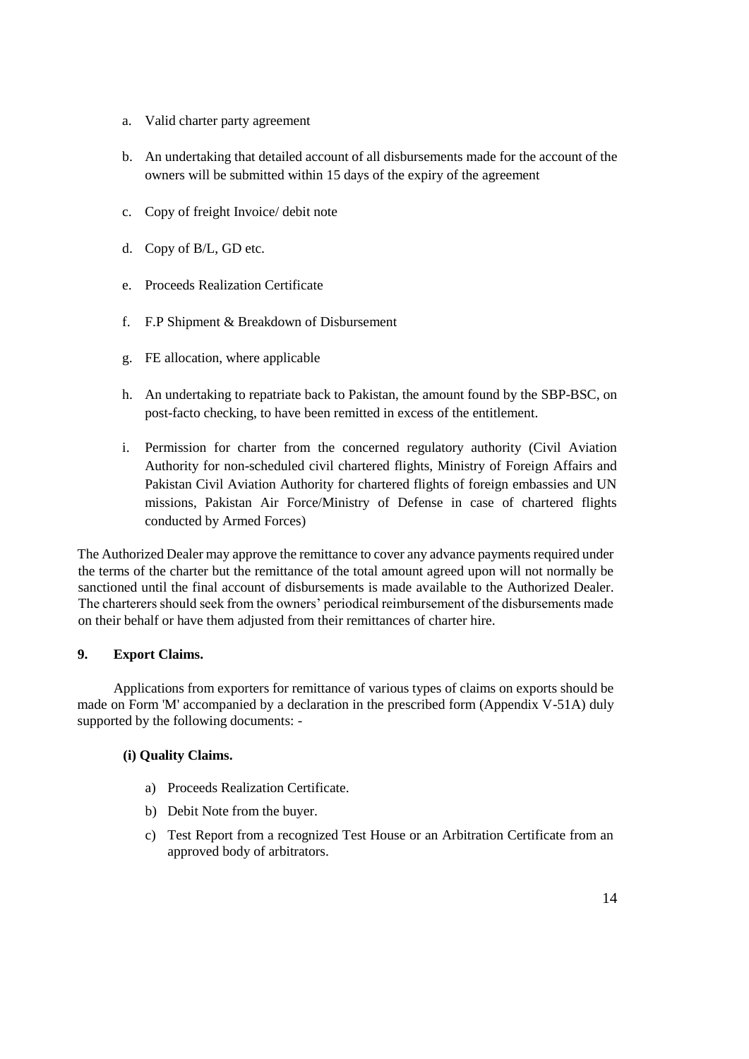a. Valid charter party agreement

b. An undertaking that detailed account of all disbursements made for the account of the owners will be submitted within 15 days of the expiry of the agreement

c. Copy of freight Invoice/ debit note

d. Copy of B/L, GD etc.

e. Proceeds Realization Certificate

f. F.P Shipment & Breakdown of Disbursement

g. FE allocation, where applicable

h. An undertaking to repatriate back to Pakistan, the amount found by the SBP-BSC, on post-facto checking, to have been remitted in excess of the entitlement.

i. Permission for charter from the concerned regulatory authority (Civil Aviation Authority for non-scheduled civil chartered flights, Ministry of Foreign Affairs and Pakistan Civil Aviation Authority for chartered flights of foreign embassies and UN missions, Pakistan Air Force/Ministry of Defense in case of chartered flights conducted by Armed Forces)

The Authorized Dealer may approve the remittance to cover any advance payments required under the terms of the charter but the remittance of the total amount agreed upon will not normally be sanctioned until the final account of disbursements is made available to the Authorized Dealer. The charterers should seek from the owners' periodical reimbursement of the disbursements made on their behalf or have them adjusted from their remittances of charter hire.

**9. Export Claims.**

Applications from exporters for remittance of various types of claims on exports should be made on Form 'M' accompanied by a declaration in the prescribed form (Appendix V-51A) duly supported by the following documents: -

**(i) Quality Claims.**

a) Proceeds Realization Certificate.

b) Debit Note from the buyer.

c) Test Report from a recognized Test House or an Arbitration Certificate from an approved body of arbitrators.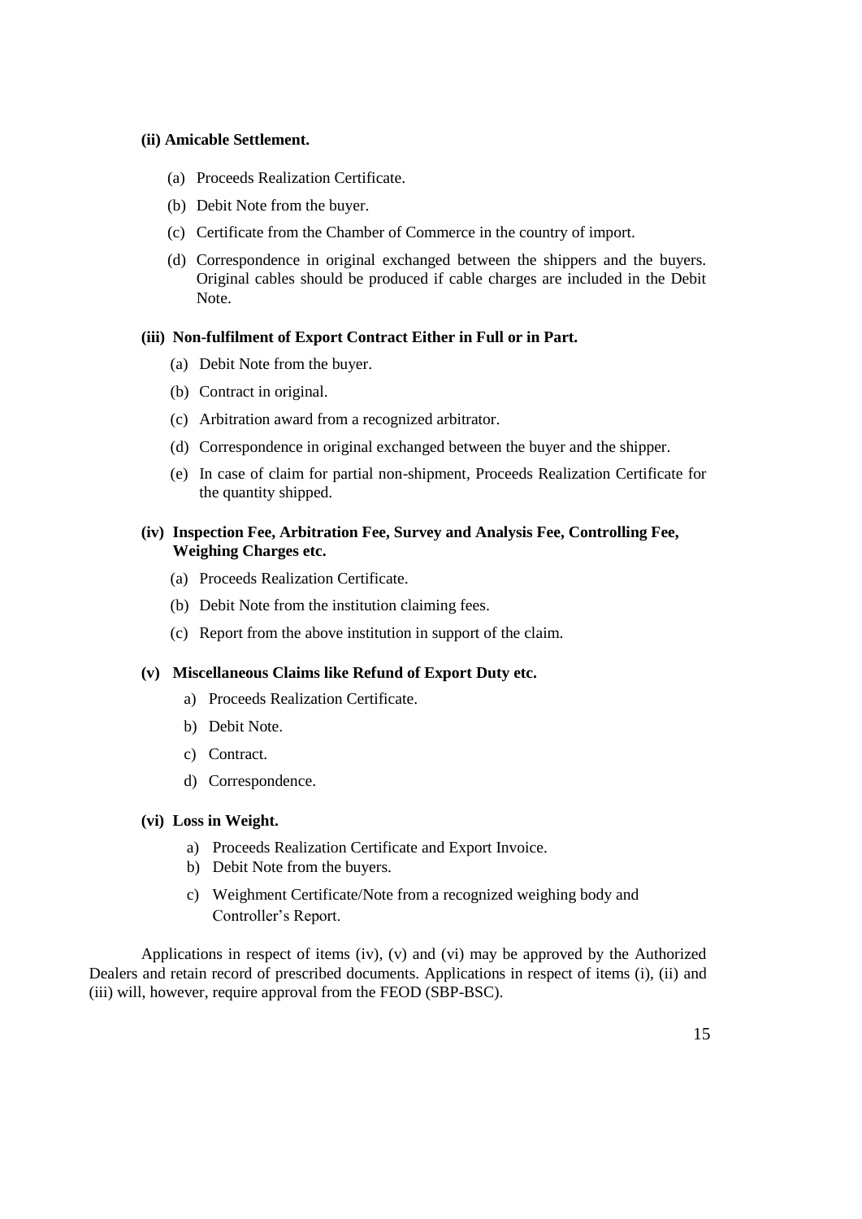**(ii) Amicable Settlement.**

(a) Proceeds Realization Certificate.

(b) Debit Note from the buyer.

(c) Certificate from the Chamber of Commerce in the country of import.

(d) Correspondence in original exchanged between the shippers and the buyers. Original cables should be produced if cable charges are included in the Debit Note.

**(iii) Non-fulfilment of Export Contract Either in Full or in Part.**

(a) Debit Note from the buyer.

(b) Contract in original.

(c) Arbitration award from a recognized arbitrator.

(d) Correspondence in original exchanged between the buyer and the shipper.

(e) In case of claim for partial non-shipment, Proceeds Realization Certificate for the quantity shipped.

**(iv) Inspection Fee, Arbitration Fee, Survey and Analysis Fee, Controlling Fee, Weighing Charges etc.**

(a) Proceeds Realization Certificate.

(b) Debit Note from the institution claiming fees.

(c) Report from the above institution in support of the claim.

**(v) Miscellaneous Claims like Refund of Export Duty etc.**

a) Proceeds Realization Certificate.

b) Debit Note.

c) Contract.

d) Correspondence.

**(vi) Loss in Weight.**

a) Proceeds Realization Certificate and Export Invoice.

b) Debit Note from the buyers.

c) Weighment Certificate/Note from a recognized weighing body and Controller's Report.

Applications in respect of items (iv), (v) and (vi) may be approved by the Authorized Dealers and retain record of prescribed documents. Applications in respect of items (i), (ii) and (iii) will, however, require approval from the FEOD (SBP-BSC).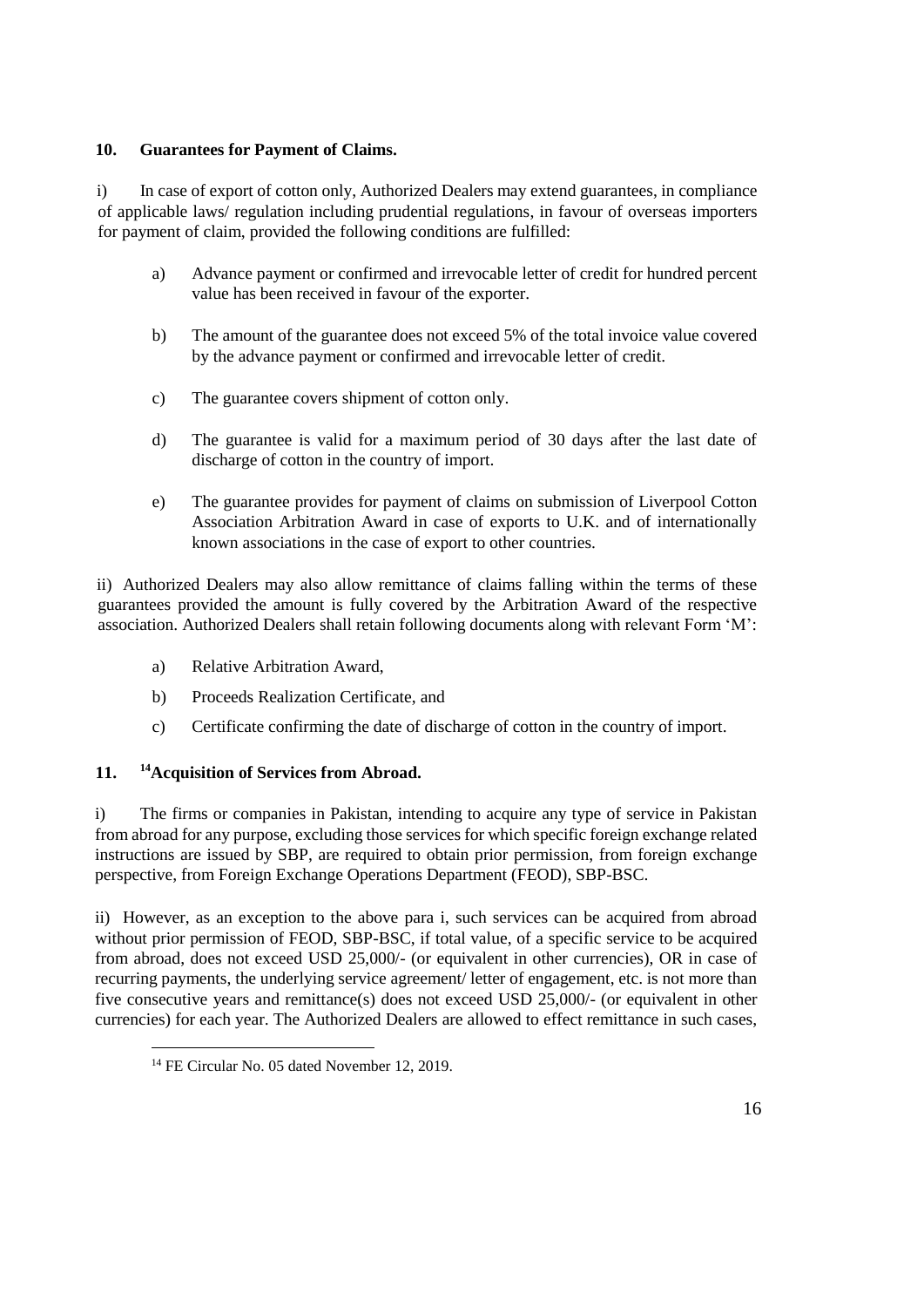## 10. Guarantees for Payment of Claims.

i) In case of export of cotton only, Authorized Dealers may extend guarantees, in compliance of applicable laws/ regulation including prudential regulations, in favour of overseas importers for payment of claim, provided the following conditions are fulfilled:

a) Advance payment or confirmed and irrevocable letter of credit for hundred percent value has been received in favour of the exporter.

b) The amount of the guarantee does not exceed 5% of the total invoice value covered by the advance payment or confirmed and irrevocable letter of credit.

c) The guarantee covers shipment of cotton only.

d) The guarantee is valid for a maximum period of 30 days after the last date of discharge of cotton in the country of import.

e) The guarantee provides for payment of claims on submission of Liverpool Cotton Association Arbitration Award in case of exports to U.K. and of internationally known associations in the case of export to other countries.

ii) Authorized Dealers may also allow remittance of claims falling within the terms of these guarantees provided the amount is fully covered by the Arbitration Award of the respective association. Authorized Dealers shall retain following documents along with relevant Form 'M':

a) Relative Arbitration Award,

b) Proceeds Realization Certificate, and

c) Certificate confirming the date of discharge of cotton in the country of import.

## 11. [14]Acquisition of Services from Abroad.

i) The firms or companies in Pakistan, intending to acquire any type of service in Pakistan from abroad for any purpose, excluding those services for which specific foreign exchange related instructions are issued by SBP, are required to obtain prior permission, from foreign exchange perspective, from Foreign Exchange Operations Department (FEOD), SBP-BSC.

ii) However, as an exception to the above para i, such services can be acquired from abroad without prior permission of FEOD, SBP-BSC, if total value, of a specific service to be acquired from abroad, does not exceed USD 25,000/- (or equivalent in other currencies), OR in case of recurring payments, the underlying service agreement/ letter of engagement, etc. is not more than five consecutive years and remittance(s) does not exceed USD 25,000/- (or equivalent in other currencies) for each year. The Authorized Dealers are allowed to effect remittance in such cases,

[14] FE Circular No. 05 dated November 12, 2019.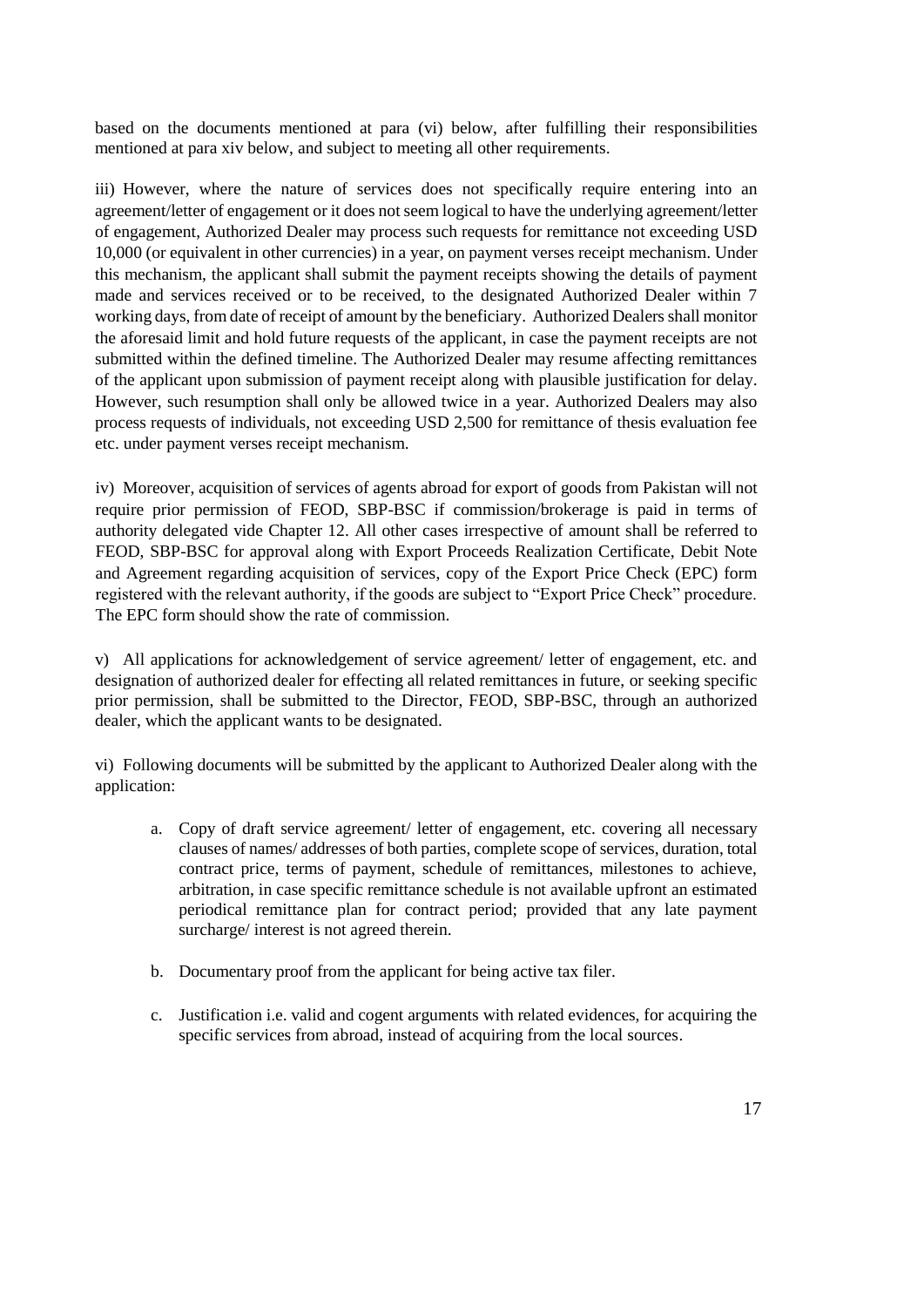based on the documents mentioned at para (vi) below, after fulfilling their responsibilities mentioned at para xiv below, and subject to meeting all other requirements.

iii) However, where the nature of services does not specifically require entering into an agreement/letter of engagement or it does not seem logical to have the underlying agreement/letter of engagement, Authorized Dealer may process such requests for remittance not exceeding USD 10,000 (or equivalent in other currencies) in a year, on payment verses receipt mechanism. Under this mechanism, the applicant shall submit the payment receipts showing the details of payment made and services received or to be received, to the designated Authorized Dealer within 7 working days, from date of receipt of amount by the beneficiary. Authorized Dealers shall monitor the aforesaid limit and hold future requests of the applicant, in case the payment receipts are not submitted within the defined timeline. The Authorized Dealer may resume affecting remittances of the applicant upon submission of payment receipt along with plausible justification for delay. However, such resumption shall only be allowed twice in a year. Authorized Dealers may also process requests of individuals, not exceeding USD 2,500 for remittance of thesis evaluation fee etc. under payment verses receipt mechanism.

iv) Moreover, acquisition of services of agents abroad for export of goods from Pakistan will not require prior permission of FEOD, SBP-BSC if commission/brokerage is paid in terms of authority delegated vide Chapter 12. All other cases irrespective of amount shall be referred to FEOD, SBP-BSC for approval along with Export Proceeds Realization Certificate, Debit Note and Agreement regarding acquisition of services, copy of the Export Price Check (EPC) form registered with the relevant authority, if the goods are subject to "Export Price Check" procedure. The EPC form should show the rate of commission.

v) All applications for acknowledgement of service agreement/ letter of engagement, etc. and designation of authorized dealer for effecting all related remittances in future, or seeking specific prior permission, shall be submitted to the Director, FEOD, SBP-BSC, through an authorized dealer, which the applicant wants to be designated.

vi) Following documents will be submitted by the applicant to Authorized Dealer along with the application:

a. Copy of draft service agreement/ letter of engagement, etc. covering all necessary clauses of names/ addresses of both parties, complete scope of services, duration, total contract price, terms of payment, schedule of remittances, milestones to achieve, arbitration, in case specific remittance schedule is not available upfront an estimated periodical remittance plan for contract period; provided that any late payment surcharge/ interest is not agreed therein.

b. Documentary proof from the applicant for being active tax filer.

c. Justification i.e. valid and cogent arguments with related evidences, for acquiring the specific services from abroad, instead of acquiring from the local sources.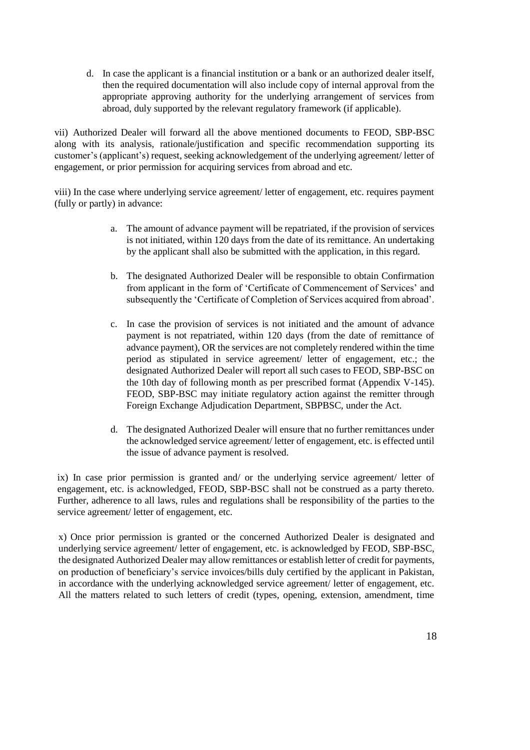d. In case the applicant is a financial institution or a bank or an authorized dealer itself, then the required documentation will also include copy of internal approval from the appropriate approving authority for the underlying arrangement of services from abroad, duly supported by the relevant regulatory framework (if applicable).

vii) Authorized Dealer will forward all the above mentioned documents to FEOD, SBP-BSC along with its analysis, rationale/justification and specific recommendation supporting its customer's (applicant's) request, seeking acknowledgement of the underlying agreement/ letter of engagement, or prior permission for acquiring services from abroad and etc.

viii) In the case where underlying service agreement/ letter of engagement, etc. requires payment (fully or partly) in advance:

a. The amount of advance payment will be repatriated, if the provision of services is not initiated, within 120 days from the date of its remittance. An undertaking by the applicant shall also be submitted with the application, in this regard.

b. The designated Authorized Dealer will be responsible to obtain Confirmation from applicant in the form of 'Certificate of Commencement of Services' and subsequently the 'Certificate of Completion of Services acquired from abroad'.

c. In case the provision of services is not initiated and the amount of advance payment is not repatriated, within 120 days (from the date of remittance of advance payment), OR the services are not completely rendered within the time period as stipulated in service agreement/ letter of engagement, etc.; the designated Authorized Dealer will report all such cases to FEOD, SBP-BSC on the 10th day of following month as per prescribed format (Appendix V-145). FEOD, SBP-BSC may initiate regulatory action against the remitter through Foreign Exchange Adjudication Department, SBPBSC, under the Act.

d. The designated Authorized Dealer will ensure that no further remittances under the acknowledged service agreement/ letter of engagement, etc. is effected until the issue of advance payment is resolved.

ix) In case prior permission is granted and/ or the underlying service agreement/ letter of engagement, etc. is acknowledged, FEOD, SBP-BSC shall not be construed as a party thereto. Further, adherence to all laws, rules and regulations shall be responsibility of the parties to the service agreement/ letter of engagement, etc.

x) Once prior permission is granted or the concerned Authorized Dealer is designated and underlying service agreement/ letter of engagement, etc. is acknowledged by FEOD, SBP-BSC, the designated Authorized Dealer may allow remittances or establish letter of credit for payments, on production of beneficiary's service invoices/bills duly certified by the applicant in Pakistan, in accordance with the underlying acknowledged service agreement/ letter of engagement, etc. All the matters related to such letters of credit (types, opening, extension, amendment, time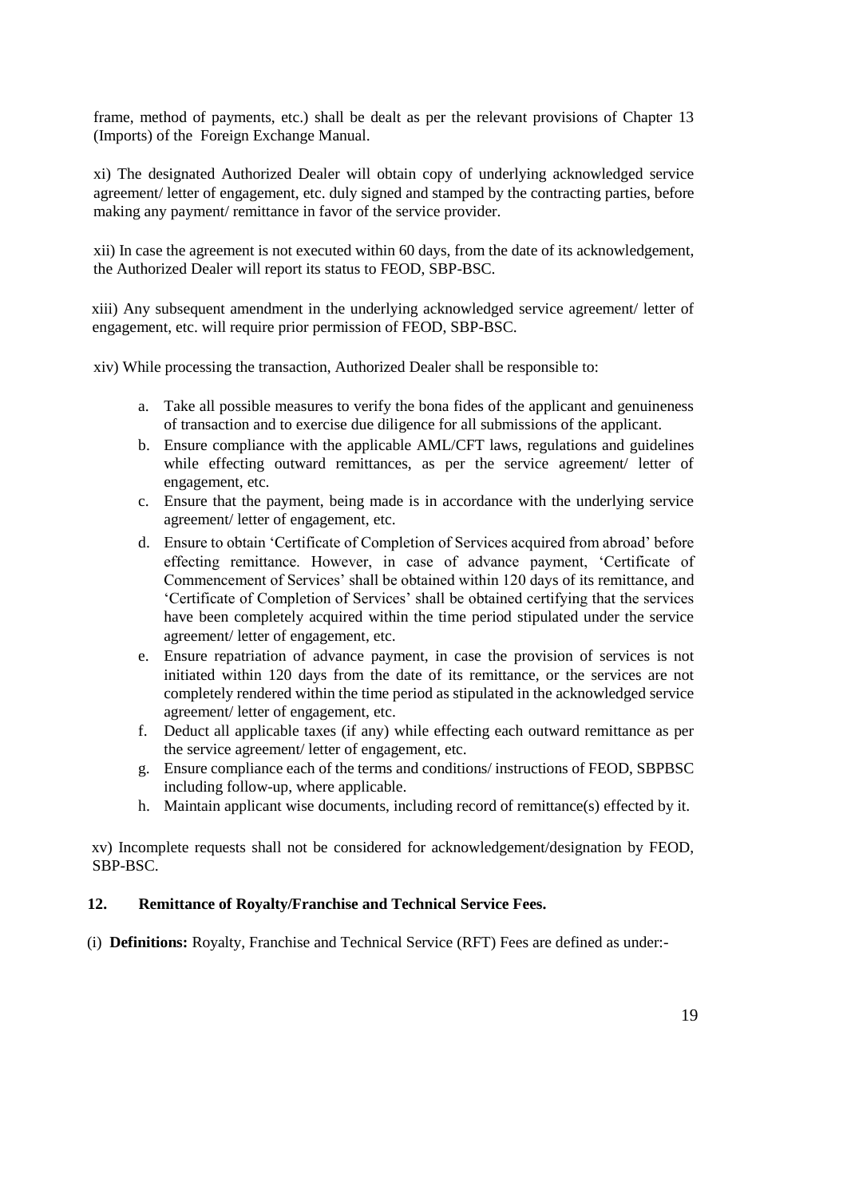frame, method of payments, etc.) shall be dealt as per the relevant provisions of Chapter 13 (Imports) of the Foreign Exchange Manual.

xi) The designated Authorized Dealer will obtain copy of underlying acknowledged service agreement/ letter of engagement, etc. duly signed and stamped by the contracting parties, before making any payment/ remittance in favor of the service provider.

xii) In case the agreement is not executed within 60 days, from the date of its acknowledgement, the Authorized Dealer will report its status to FEOD, SBP-BSC.

xiii) Any subsequent amendment in the underlying acknowledged service agreement/ letter of engagement, etc. will require prior permission of FEOD, SBP-BSC.

xiv) While processing the transaction, Authorized Dealer shall be responsible to:

a. Take all possible measures to verify the bona fides of the applicant and genuineness of transaction and to exercise due diligence for all submissions of the applicant.
b. Ensure compliance with the applicable AML/CFT laws, regulations and guidelines while effecting outward remittances, as per the service agreement/ letter of engagement, etc.
c. Ensure that the payment, being made is in accordance with the underlying service agreement/ letter of engagement, etc.
d. Ensure to obtain 'Certificate of Completion of Services acquired from abroad' before effecting remittance. However, in case of advance payment, 'Certificate of Commencement of Services' shall be obtained within 120 days of its remittance, and 'Certificate of Completion of Services' shall be obtained certifying that the services have been completely acquired within the time period stipulated under the service agreement/ letter of engagement, etc.
e. Ensure repatriation of advance payment, in case the provision of services is not initiated within 120 days from the date of its remittance, or the services are not completely rendered within the time period as stipulated in the acknowledged service agreement/ letter of engagement, etc.
f. Deduct all applicable taxes (if any) while effecting each outward remittance as per the service agreement/ letter of engagement, etc.
g. Ensure compliance each of the terms and conditions/ instructions of FEOD, SBPBSC including follow-up, where applicable.
h. Maintain applicant wise documents, including record of remittance(s) effected by it.

xv) Incomplete requests shall not be considered for acknowledgement/designation by FEOD, SBP-BSC.

## 12. Remittance of Royalty/Franchise and Technical Service Fees.

(i) **Definitions:** Royalty, Franchise and Technical Service (RFT) Fees are defined as under:-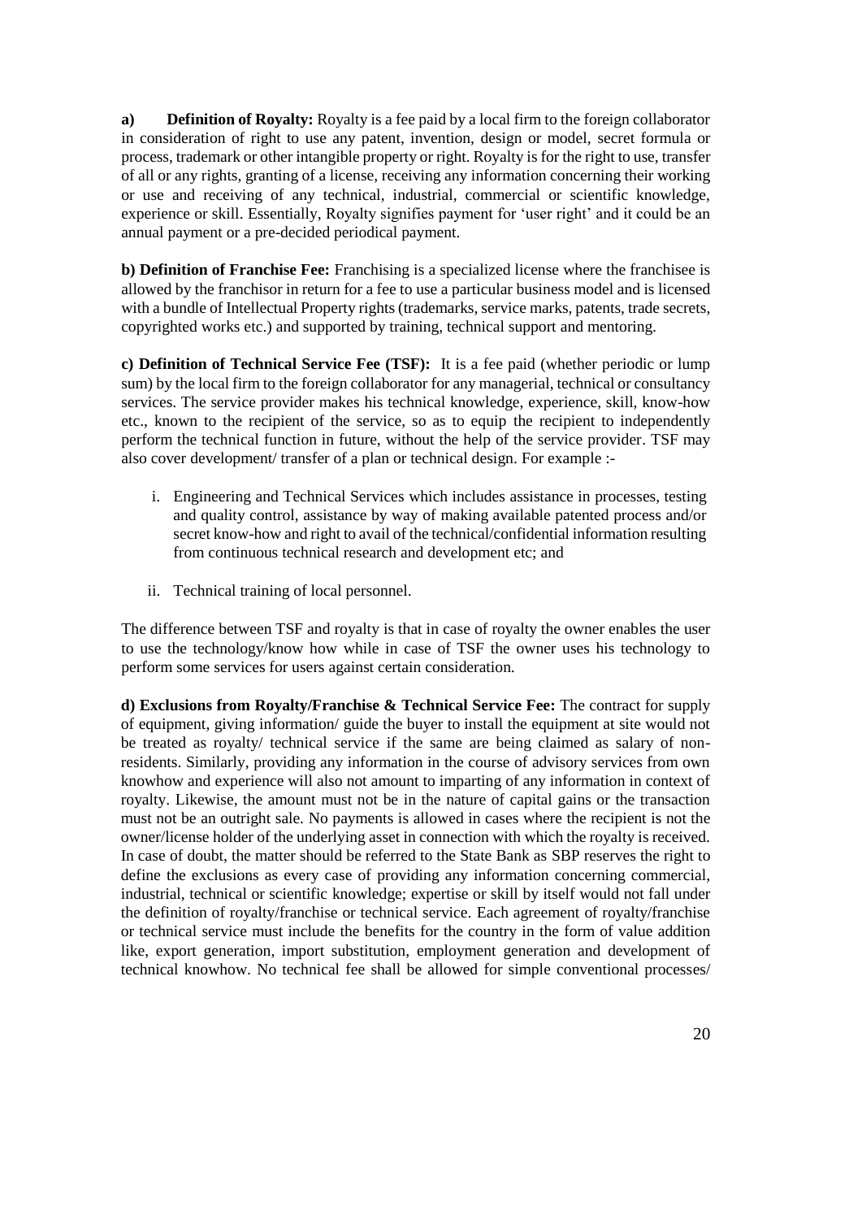**a) Definition of Royalty:** Royalty is a fee paid by a local firm to the foreign collaborator in consideration of right to use any patent, invention, design or model, secret formula or process, trademark or other intangible property or right. Royalty is for the right to use, transfer of all or any rights, granting of a license, receiving any information concerning their working or use and receiving of any technical, industrial, commercial or scientific knowledge, experience or skill. Essentially, Royalty signifies payment for 'user right' and it could be an annual payment or a pre-decided periodical payment.

**b) Definition of Franchise Fee:** Franchising is a specialized license where the franchisee is allowed by the franchisor in return for a fee to use a particular business model and is licensed with a bundle of Intellectual Property rights (trademarks, service marks, patents, trade secrets, copyrighted works etc.) and supported by training, technical support and mentoring.

**c) Definition of Technical Service Fee (TSF):** It is a fee paid (whether periodic or lump sum) by the local firm to the foreign collaborator for any managerial, technical or consultancy services. The service provider makes his technical knowledge, experience, skill, know-how etc., known to the recipient of the service, so as to equip the recipient to independently perform the technical function in future, without the help of the service provider. TSF may also cover development/ transfer of a plan or technical design. For example :-

i. Engineering and Technical Services which includes assistance in processes, testing and quality control, assistance by way of making available patented process and/or secret know-how and right to avail of the technical/confidential information resulting from continuous technical research and development etc; and

ii. Technical training of local personnel.

The difference between TSF and royalty is that in case of royalty the owner enables the user to use the technology/know how while in case of TSF the owner uses his technology to perform some services for users against certain consideration.

**d) Exclusions from Royalty/Franchise & Technical Service Fee:** The contract for supply of equipment, giving information/ guide the buyer to install the equipment at site would not be treated as royalty/ technical service if the same are being claimed as salary of non-residents. Similarly, providing any information in the course of advisory services from own knowhow and experience will also not amount to imparting of any information in context of royalty. Likewise, the amount must not be in the nature of capital gains or the transaction must not be an outright sale. No payments is allowed in cases where the recipient is not the owner/license holder of the underlying asset in connection with which the royalty is received. In case of doubt, the matter should be referred to the State Bank as SBP reserves the right to define the exclusions as every case of providing any information concerning commercial, industrial, technical or scientific knowledge; expertise or skill by itself would not fall under the definition of royalty/franchise or technical service. Each agreement of royalty/franchise or technical service must include the benefits for the country in the form of value addition like, export generation, import substitution, employment generation and development of technical knowhow. No technical fee shall be allowed for simple conventional processes/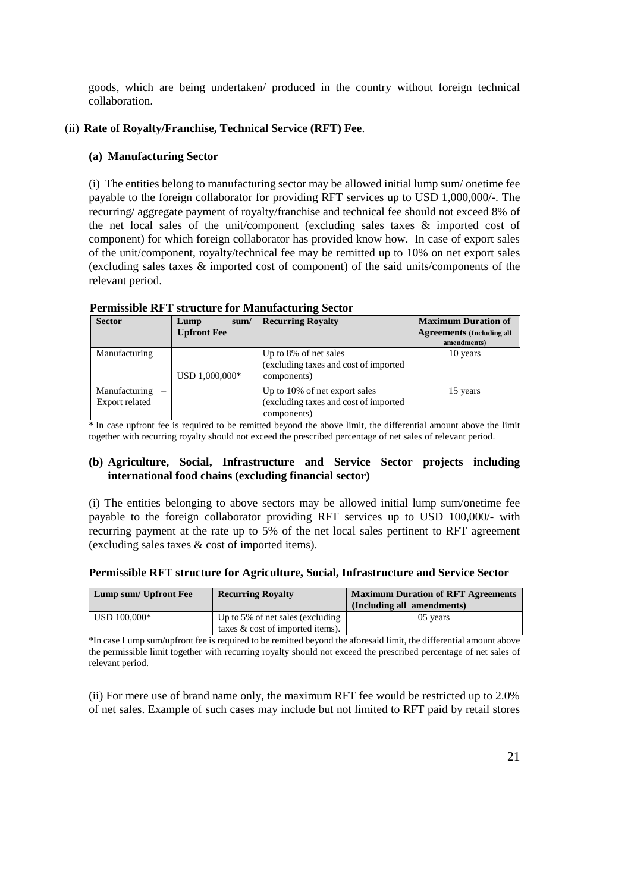goods, which are being undertaken/ produced in the country without foreign technical collaboration.

(ii) **Rate of Royalty/Franchise, Technical Service (RFT) Fee**.

**(a) Manufacturing Sector**

(i) The entities belong to manufacturing sector may be allowed initial lump sum/ onetime fee payable to the foreign collaborator for providing RFT services up to USD 1,000,000/-. The recurring/ aggregate payment of royalty/franchise and technical fee should not exceed 8% of the net local sales of the unit/component (excluding sales taxes & imported cost of component) for which foreign collaborator has provided know how. In case of export sales of the unit/component, royalty/technical fee may be remitted up to 10% on net export sales (excluding sales taxes & imported cost of component) of the said units/components of the relevant period.

**Permissible RFT structure for Manufacturing Sector**

| Sector | Lump sum/ Upfront Fee | Recurring Royalty | Maximum Duration of Agreements (Including all amendments) |
|---|---|---|---|
| Manufacturing | USD 1,000,000* | Up to 8% of net sales (excluding taxes and cost of imported components) | 10 years |
| Manufacturing – Export related | | Up to 10% of net export sales (excluding taxes and cost of imported components) | 15 years |

* In case upfront fee is required to be remitted beyond the above limit, the differential amount above the limit together with recurring royalty should not exceed the prescribed percentage of net sales of relevant period.

**(b) Agriculture, Social, Infrastructure and Service Sector projects including international food chains (excluding financial sector)**

(i) The entities belonging to above sectors may be allowed initial lump sum/onetime fee payable to the foreign collaborator providing RFT services up to USD 100,000/- with recurring payment at the rate up to 5% of the net local sales pertinent to RFT agreement (excluding sales taxes & cost of imported items).

**Permissible RFT structure for Agriculture, Social, Infrastructure and Service Sector**

| Lump sum/ Upfront Fee | Recurring Royalty | Maximum Duration of RFT Agreements (Including all amendments) |
|---|---|---|
| USD 100,000* | Up to 5% of net sales (excluding taxes & cost of imported items). | 05 years |

*In case Lump sum/upfront fee is required to be remitted beyond the aforesaid limit, the differential amount above the permissible limit together with recurring royalty should not exceed the prescribed percentage of net sales of relevant period.

(ii) For mere use of brand name only, the maximum RFT fee would be restricted up to 2.0% of net sales. Example of such cases may include but not limited to RFT paid by retail stores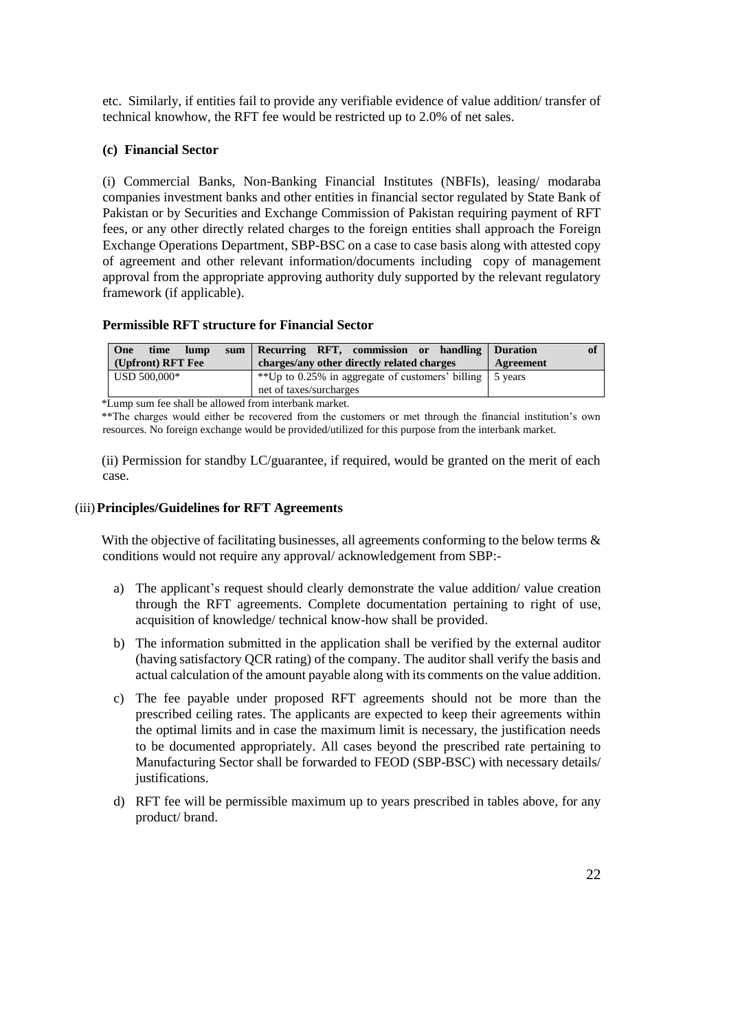etc. Similarly, if entities fail to provide any verifiable evidence of value addition/ transfer of technical knowhow, the RFT fee would be restricted up to 2.0% of net sales.

**(c) Financial Sector**

(i) Commercial Banks, Non-Banking Financial Institutes (NBFIs), leasing/ modaraba companies investment banks and other entities in financial sector regulated by State Bank of Pakistan or by Securities and Exchange Commission of Pakistan requiring payment of RFT fees, or any other directly related charges to the foreign entities shall approach the Foreign Exchange Operations Department, SBP-BSC on a case to case basis along with attested copy of agreement and other relevant information/documents including copy of management approval from the appropriate approving authority duly supported by the relevant regulatory framework (if applicable).

**Permissible RFT structure for Financial Sector**

| One time lump sum (Upfront) RFT Fee | Recurring RFT, commission or handling charges/any other directly related charges | Duration of Agreement |
|---|---|---|
| USD 500,000* | **Up to 0.25% in aggregate of customers' billing net of taxes/surcharges | 5 years |

*Lump sum fee shall be allowed from interbank market.

**The charges would either be recovered from the customers or met through the financial institution's own resources. No foreign exchange would be provided/utilized for this purpose from the interbank market.

(ii) Permission for standby LC/guarantee, if required, would be granted on the merit of each case.

(iii) **Principles/Guidelines for RFT Agreements**

With the objective of facilitating businesses, all agreements conforming to the below terms & conditions would not require any approval/ acknowledgement from SBP:-

a) The applicant's request should clearly demonstrate the value addition/ value creation through the RFT agreements. Complete documentation pertaining to right of use, acquisition of knowledge/ technical know-how shall be provided.

b) The information submitted in the application shall be verified by the external auditor (having satisfactory QCR rating) of the company. The auditor shall verify the basis and actual calculation of the amount payable along with its comments on the value addition.

c) The fee payable under proposed RFT agreements should not be more than the prescribed ceiling rates. The applicants are expected to keep their agreements within the optimal limits and in case the maximum limit is necessary, the justification needs to be documented appropriately. All cases beyond the prescribed rate pertaining to Manufacturing Sector shall be forwarded to FEOD (SBP-BSC) with necessary details/ justifications.

d) RFT fee will be permissible maximum up to years prescribed in tables above, for any product/ brand.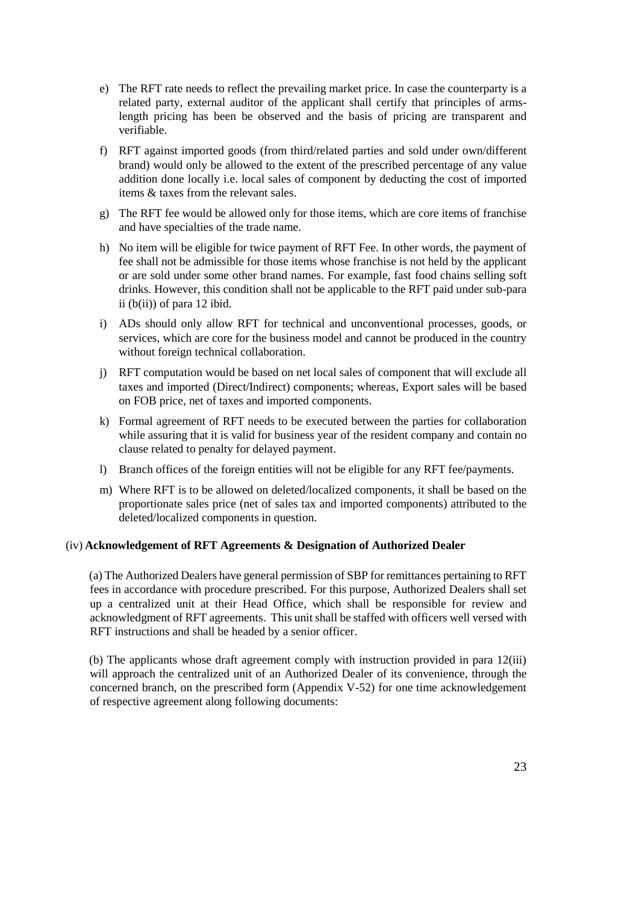e) The RFT rate needs to reflect the prevailing market price. In case the counterparty is a related party, external auditor of the applicant shall certify that principles of arms-length pricing has been be observed and the basis of pricing are transparent and verifiable.

f) RFT against imported goods (from third/related parties and sold under own/different brand) would only be allowed to the extent of the prescribed percentage of any value addition done locally i.e. local sales of component by deducting the cost of imported items & taxes from the relevant sales.

g) The RFT fee would be allowed only for those items, which are core items of franchise and have specialties of the trade name.

h) No item will be eligible for twice payment of RFT Fee. In other words, the payment of fee shall not be admissible for those items whose franchise is not held by the applicant or are sold under some other brand names. For example, fast food chains selling soft drinks. However, this condition shall not be applicable to the RFT paid under sub-para ii (b(ii)) of para 12 ibid.

i) ADs should only allow RFT for technical and unconventional processes, goods, or services, which are core for the business model and cannot be produced in the country without foreign technical collaboration.

j) RFT computation would be based on net local sales of component that will exclude all taxes and imported (Direct/Indirect) components; whereas, Export sales will be based on FOB price, net of taxes and imported components.

k) Formal agreement of RFT needs to be executed between the parties for collaboration while assuring that it is valid for business year of the resident company and contain no clause related to penalty for delayed payment.

l) Branch offices of the foreign entities will not be eligible for any RFT fee/payments.

m) Where RFT is to be allowed on deleted/localized components, it shall be based on the proportionate sales price (net of sales tax and imported components) attributed to the deleted/localized components in question.

(iv) **Acknowledgement of RFT Agreements & Designation of Authorized Dealer**

(a) The Authorized Dealers have general permission of SBP for remittances pertaining to RFT fees in accordance with procedure prescribed. For this purpose, Authorized Dealers shall set up a centralized unit at their Head Office, which shall be responsible for review and acknowledgment of RFT agreements. This unit shall be staffed with officers well versed with RFT instructions and shall be headed by a senior officer.

(b) The applicants whose draft agreement comply with instruction provided in para 12(iii) will approach the centralized unit of an Authorized Dealer of its convenience, through the concerned branch, on the prescribed form (Appendix V-52) for one time acknowledgement of respective agreement along following documents: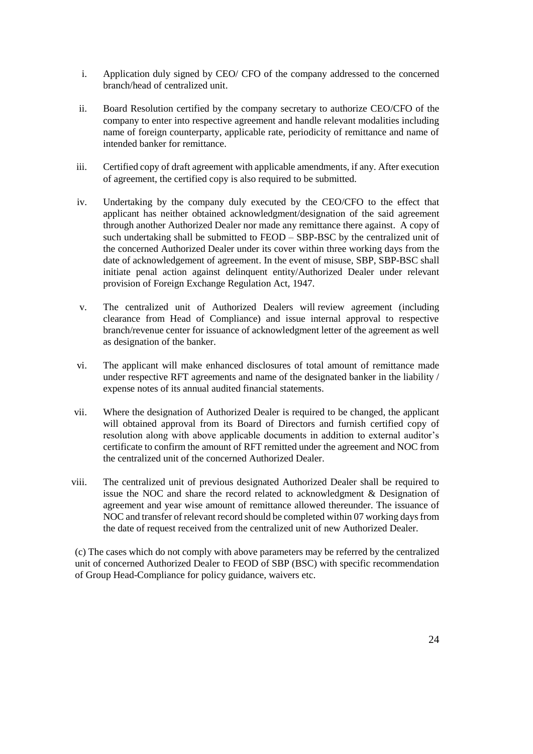i. Application duly signed by CEO/ CFO of the company addressed to the concerned branch/head of centralized unit.

ii. Board Resolution certified by the company secretary to authorize CEO/CFO of the company to enter into respective agreement and handle relevant modalities including name of foreign counterparty, applicable rate, periodicity of remittance and name of intended banker for remittance.

iii. Certified copy of draft agreement with applicable amendments, if any. After execution of agreement, the certified copy is also required to be submitted.

iv. Undertaking by the company duly executed by the CEO/CFO to the effect that applicant has neither obtained acknowledgment/designation of the said agreement through another Authorized Dealer nor made any remittance there against. A copy of such undertaking shall be submitted to FEOD – SBP-BSC by the centralized unit of the concerned Authorized Dealer under its cover within three working days from the date of acknowledgement of agreement. In the event of misuse, SBP, SBP-BSC shall initiate penal action against delinquent entity/Authorized Dealer under relevant provision of Foreign Exchange Regulation Act, 1947.

v. The centralized unit of Authorized Dealers will review agreement (including clearance from Head of Compliance) and issue internal approval to respective branch/revenue center for issuance of acknowledgment letter of the agreement as well as designation of the banker.

vi. The applicant will make enhanced disclosures of total amount of remittance made under respective RFT agreements and name of the designated banker in the liability / expense notes of its annual audited financial statements.

vii. Where the designation of Authorized Dealer is required to be changed, the applicant will obtained approval from its Board of Directors and furnish certified copy of resolution along with above applicable documents in addition to external auditor's certificate to confirm the amount of RFT remitted under the agreement and NOC from the centralized unit of the concerned Authorized Dealer.

viii. The centralized unit of previous designated Authorized Dealer shall be required to issue the NOC and share the record related to acknowledgment & Designation of agreement and year wise amount of remittance allowed thereunder. The issuance of NOC and transfer of relevant record should be completed within 07 working days from the date of request received from the centralized unit of new Authorized Dealer.

(c) The cases which do not comply with above parameters may be referred by the centralized unit of concerned Authorized Dealer to FEOD of SBP (BSC) with specific recommendation of Group Head-Compliance for policy guidance, waivers etc.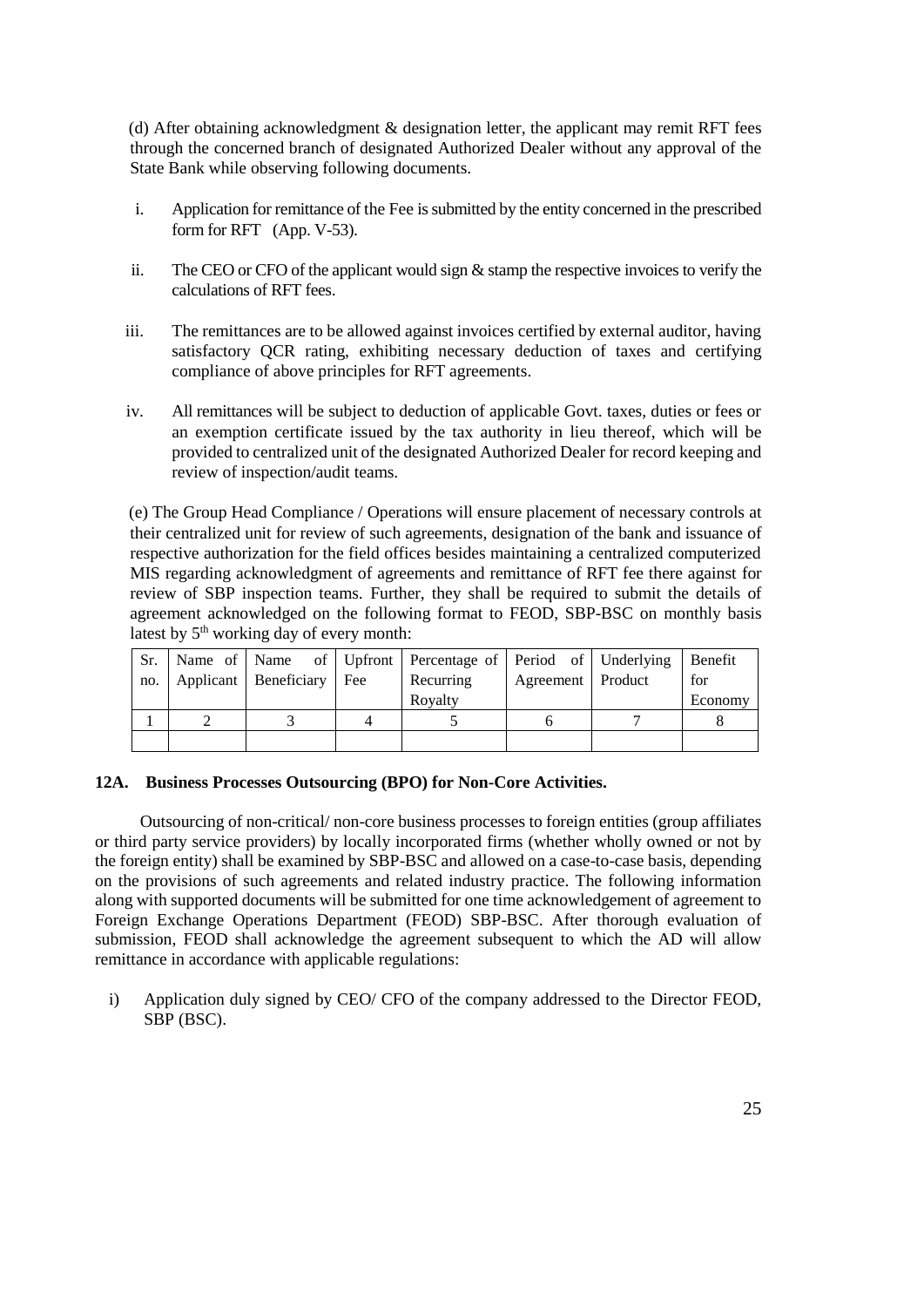(d) After obtaining acknowledgment & designation letter, the applicant may remit RFT fees through the concerned branch of designated Authorized Dealer without any approval of the State Bank while observing following documents.

i. Application for remittance of the Fee is submitted by the entity concerned in the prescribed form for RFT (App. V-53).

ii. The CEO or CFO of the applicant would sign & stamp the respective invoices to verify the calculations of RFT fees.

iii. The remittances are to be allowed against invoices certified by external auditor, having satisfactory QCR rating, exhibiting necessary deduction of taxes and certifying compliance of above principles for RFT agreements.

iv. All remittances will be subject to deduction of applicable Govt. taxes, duties or fees or an exemption certificate issued by the tax authority in lieu thereof, which will be provided to centralized unit of the designated Authorized Dealer for record keeping and review of inspection/audit teams.

(e) The Group Head Compliance / Operations will ensure placement of necessary controls at their centralized unit for review of such agreements, designation of the bank and issuance of respective authorization for the field offices besides maintaining a centralized computerized MIS regarding acknowledgment of agreements and remittance of RFT fee there against for review of SBP inspection teams. Further, they shall be required to submit the details of agreement acknowledged on the following format to FEOD, SBP-BSC on monthly basis latest by 5th working day of every month:

| Sr. no. | Name of Applicant | Name of Beneficiary | Upfront Fee | Percentage of Recurring Royalty | Period of Agreement | Underlying Product | Benefit for Economy |
|---|---|---|---|---|---|---|---|
| 1 | 2 | 3 | 4 | 5 | 6 | 7 | 8 |
| | | | | | | | |

**12A. Business Processes Outsourcing (BPO) for Non-Core Activities.**

Outsourcing of non-critical/ non-core business processes to foreign entities (group affiliates or third party service providers) by locally incorporated firms (whether wholly owned or not by the foreign entity) shall be examined by SBP-BSC and allowed on a case-to-case basis, depending on the provisions of such agreements and related industry practice. The following information along with supported documents will be submitted for one time acknowledgement of agreement to Foreign Exchange Operations Department (FEOD) SBP-BSC. After thorough evaluation of submission, FEOD shall acknowledge the agreement subsequent to which the AD will allow remittance in accordance with applicable regulations:

i) Application duly signed by CEO/ CFO of the company addressed to the Director FEOD, SBP (BSC).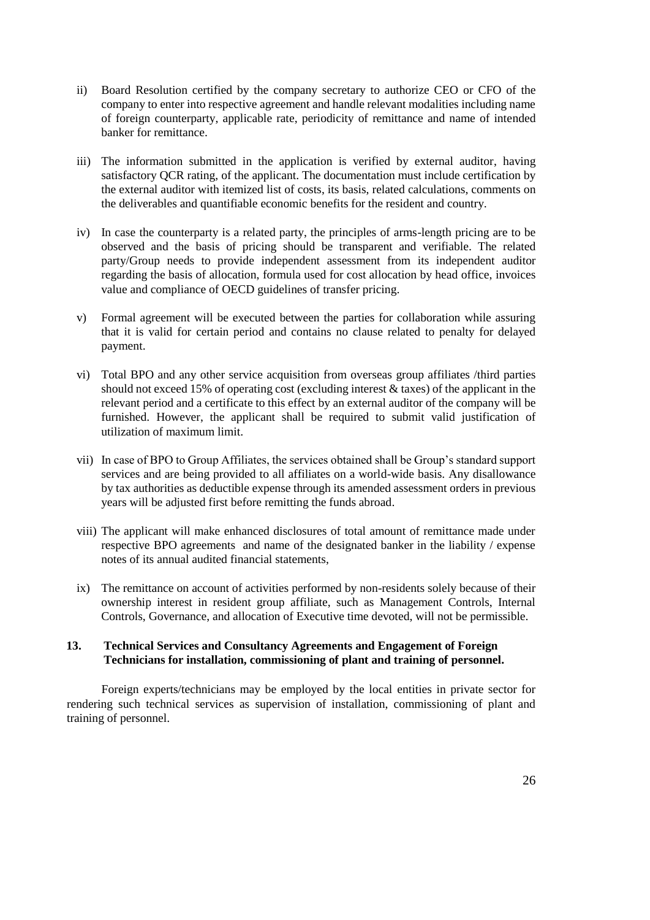ii) Board Resolution certified by the company secretary to authorize CEO or CFO of the company to enter into respective agreement and handle relevant modalities including name of foreign counterparty, applicable rate, periodicity of remittance and name of intended banker for remittance.

iii) The information submitted in the application is verified by external auditor, having satisfactory QCR rating, of the applicant. The documentation must include certification by the external auditor with itemized list of costs, its basis, related calculations, comments on the deliverables and quantifiable economic benefits for the resident and country.

iv) In case the counterparty is a related party, the principles of arms-length pricing are to be observed and the basis of pricing should be transparent and verifiable. The related party/Group needs to provide independent assessment from its independent auditor regarding the basis of allocation, formula used for cost allocation by head office, invoices value and compliance of OECD guidelines of transfer pricing.

v) Formal agreement will be executed between the parties for collaboration while assuring that it is valid for certain period and contains no clause related to penalty for delayed payment.

vi) Total BPO and any other service acquisition from overseas group affiliates /third parties should not exceed 15% of operating cost (excluding interest & taxes) of the applicant in the relevant period and a certificate to this effect by an external auditor of the company will be furnished. However, the applicant shall be required to submit valid justification of utilization of maximum limit.

vii) In case of BPO to Group Affiliates, the services obtained shall be Group's standard support services and are being provided to all affiliates on a world-wide basis. Any disallowance by tax authorities as deductible expense through its amended assessment orders in previous years will be adjusted first before remitting the funds abroad.

viii) The applicant will make enhanced disclosures of total amount of remittance made under respective BPO agreements and name of the designated banker in the liability / expense notes of its annual audited financial statements,

ix) The remittance on account of activities performed by non-residents solely because of their ownership interest in resident group affiliate, such as Management Controls, Internal Controls, Governance, and allocation of Executive time devoted, will not be permissible.

## 13. Technical Services and Consultancy Agreements and Engagement of Foreign Technicians for installation, commissioning of plant and training of personnel.

Foreign experts/technicians may be employed by the local entities in private sector for rendering such technical services as supervision of installation, commissioning of plant and training of personnel.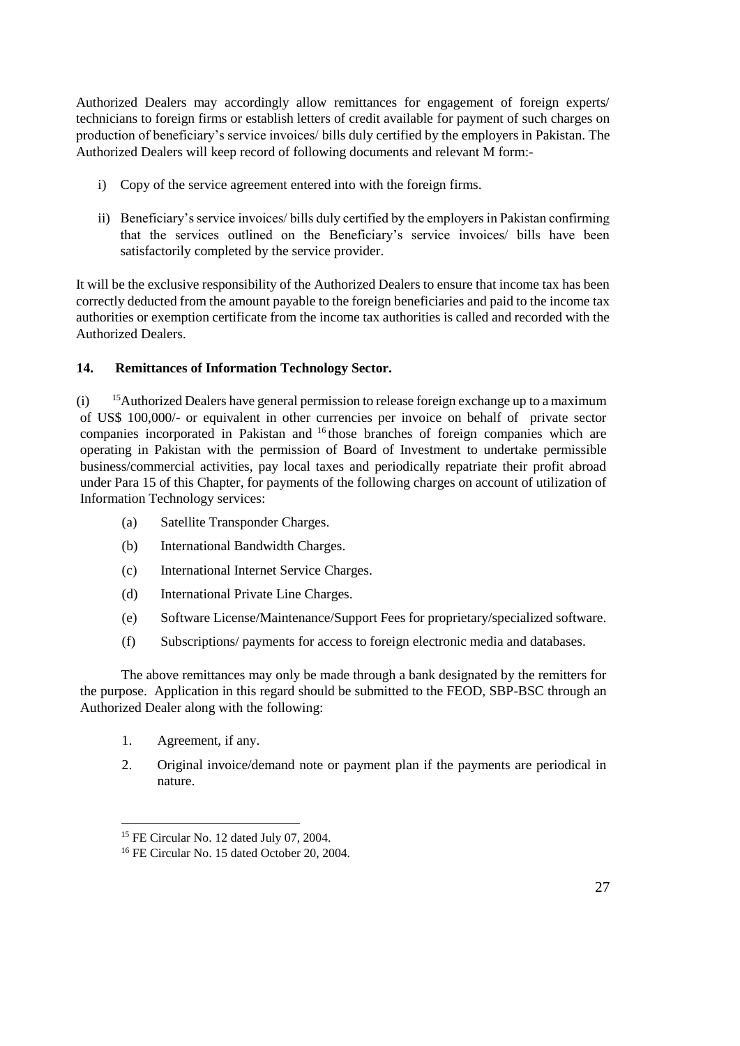Authorized Dealers may accordingly allow remittances for engagement of foreign experts/ technicians to foreign firms or establish letters of credit available for payment of such charges on production of beneficiary's service invoices/ bills duly certified by the employers in Pakistan. The Authorized Dealers will keep record of following documents and relevant M form:-

i) Copy of the service agreement entered into with the foreign firms.

ii) Beneficiary's service invoices/ bills duly certified by the employers in Pakistan confirming that the services outlined on the Beneficiary's service invoices/ bills have been satisfactorily completed by the service provider.

It will be the exclusive responsibility of the Authorized Dealers to ensure that income tax has been correctly deducted from the amount payable to the foreign beneficiaries and paid to the income tax authorities or exemption certificate from the income tax authorities is called and recorded with the Authorized Dealers.

**14. Remittances of Information Technology Sector.**

(i) [15]Authorized Dealers have general permission to release foreign exchange up to a maximum of US$ 100,000/- or equivalent in other currencies per invoice on behalf of private sector companies incorporated in Pakistan and [16] those branches of foreign companies which are operating in Pakistan with the permission of Board of Investment to undertake permissible business/commercial activities, pay local taxes and periodically repatriate their profit abroad under Para 15 of this Chapter, for payments of the following charges on account of utilization of Information Technology services:

(a) Satellite Transponder Charges.

(b) International Bandwidth Charges.

(c) International Internet Service Charges.

(d) International Private Line Charges.

(e) Software License/Maintenance/Support Fees for proprietary/specialized software.

(f) Subscriptions/ payments for access to foreign electronic media and databases.

The above remittances may only be made through a bank designated by the remitters for the purpose. Application in this regard should be submitted to the FEOD, SBP-BSC through an Authorized Dealer along with the following:

1. Agreement, if any.
2. Original invoice/demand note or payment plan if the payments are periodical in nature.

---

[15] FE Circular No. 12 dated July 07, 2004.

[16] FE Circular No. 15 dated October 20, 2004.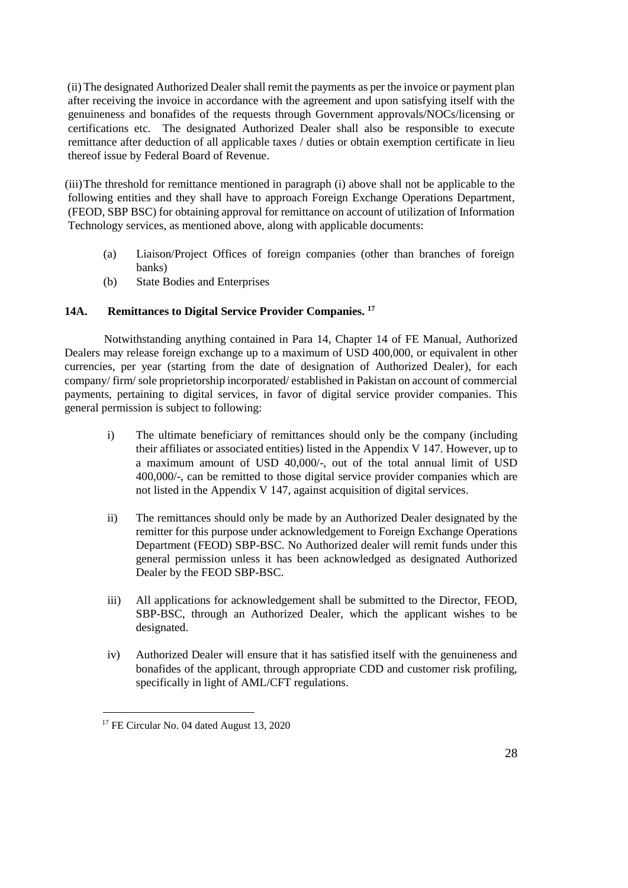(ii) The designated Authorized Dealer shall remit the payments as per the invoice or payment plan after receiving the invoice in accordance with the agreement and upon satisfying itself with the genuineness and bonafides of the requests through Government approvals/NOCs/licensing or certifications etc. The designated Authorized Dealer shall also be responsible to execute remittance after deduction of all applicable taxes / duties or obtain exemption certificate in lieu thereof issue by Federal Board of Revenue.

(iii) The threshold for remittance mentioned in paragraph (i) above shall not be applicable to the following entities and they shall have to approach Foreign Exchange Operations Department, (FEOD, SBP BSC) for obtaining approval for remittance on account of utilization of Information Technology services, as mentioned above, along with applicable documents:

(a) Liaison/Project Offices of foreign companies (other than branches of foreign banks)

(b) State Bodies and Enterprises

### 14A. Remittances to Digital Service Provider Companies. [17]

Notwithstanding anything contained in Para 14, Chapter 14 of FE Manual, Authorized Dealers may release foreign exchange up to a maximum of USD 400,000, or equivalent in other currencies, per year (starting from the date of designation of Authorized Dealer), for each company/ firm/ sole proprietorship incorporated/ established in Pakistan on account of commercial payments, pertaining to digital services, in favor of digital service provider companies. This general permission is subject to following:

i) The ultimate beneficiary of remittances should only be the company (including their affiliates or associated entities) listed in the Appendix V 147. However, up to a maximum amount of USD 40,000/-, out of the total annual limit of USD 400,000/-, can be remitted to those digital service provider companies which are not listed in the Appendix V 147, against acquisition of digital services.

ii) The remittances should only be made by an Authorized Dealer designated by the remitter for this purpose under acknowledgement to Foreign Exchange Operations Department (FEOD) SBP-BSC. No Authorized dealer will remit funds under this general permission unless it has been acknowledged as designated Authorized Dealer by the FEOD SBP-BSC.

iii) All applications for acknowledgement shall be submitted to the Director, FEOD, SBP-BSC, through an Authorized Dealer, which the applicant wishes to be designated.

iv) Authorized Dealer will ensure that it has satisfied itself with the genuineness and bonafides of the applicant, through appropriate CDD and customer risk profiling, specifically in light of AML/CFT regulations.

---

[17] FE Circular No. 04 dated August 13, 2020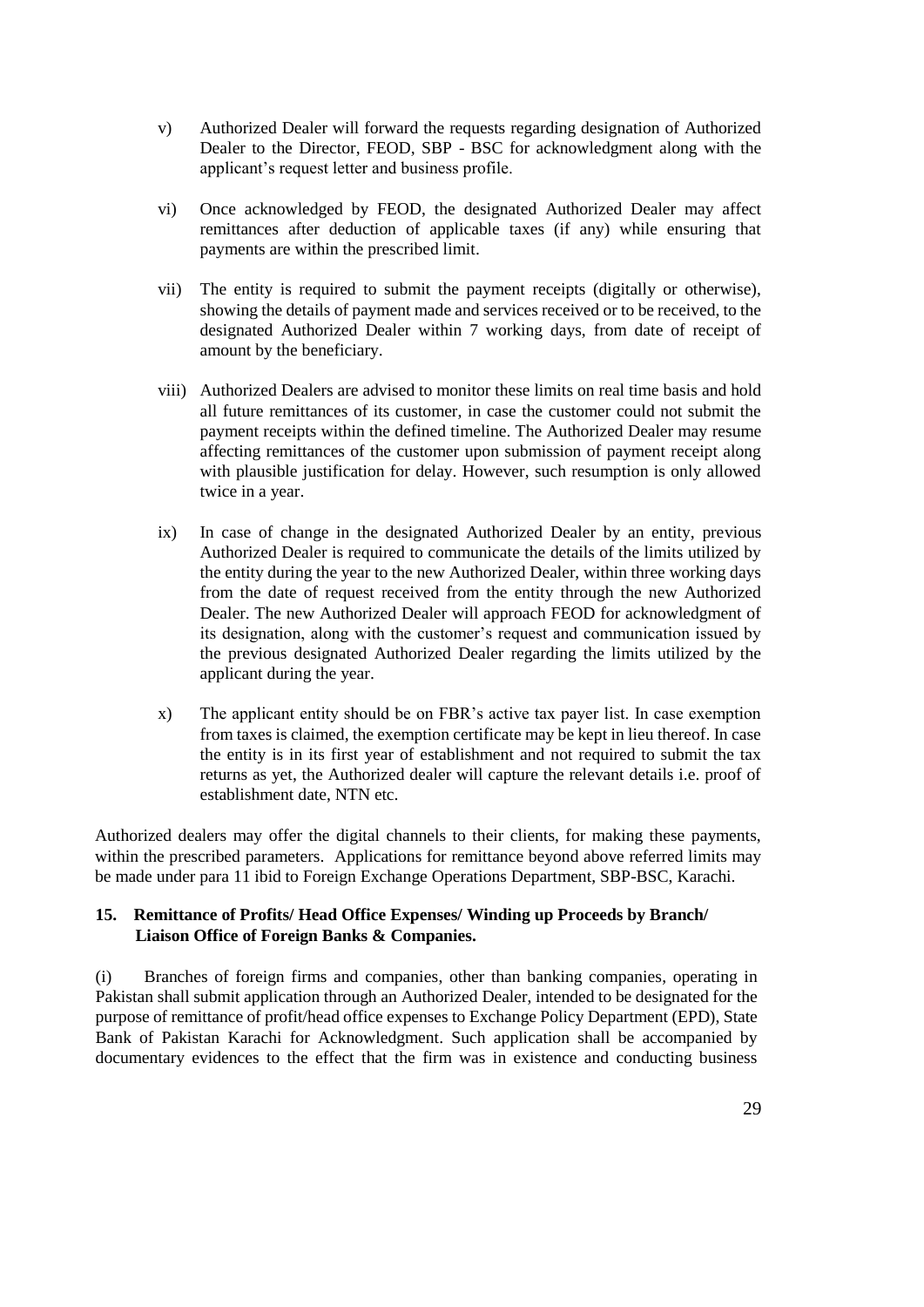v) Authorized Dealer will forward the requests regarding designation of Authorized Dealer to the Director, FEOD, SBP - BSC for acknowledgment along with the applicant's request letter and business profile.

vi) Once acknowledged by FEOD, the designated Authorized Dealer may affect remittances after deduction of applicable taxes (if any) while ensuring that payments are within the prescribed limit.

vii) The entity is required to submit the payment receipts (digitally or otherwise), showing the details of payment made and services received or to be received, to the designated Authorized Dealer within 7 working days, from date of receipt of amount by the beneficiary.

viii) Authorized Dealers are advised to monitor these limits on real time basis and hold all future remittances of its customer, in case the customer could not submit the payment receipts within the defined timeline. The Authorized Dealer may resume affecting remittances of the customer upon submission of payment receipt along with plausible justification for delay. However, such resumption is only allowed twice in a year.

ix) In case of change in the designated Authorized Dealer by an entity, previous Authorized Dealer is required to communicate the details of the limits utilized by the entity during the year to the new Authorized Dealer, within three working days from the date of request received from the entity through the new Authorized Dealer. The new Authorized Dealer will approach FEOD for acknowledgment of its designation, along with the customer's request and communication issued by the previous designated Authorized Dealer regarding the limits utilized by the applicant during the year.

x) The applicant entity should be on FBR's active tax payer list. In case exemption from taxes is claimed, the exemption certificate may be kept in lieu thereof. In case the entity is in its first year of establishment and not required to submit the tax returns as yet, the Authorized dealer will capture the relevant details i.e. proof of establishment date, NTN etc.

Authorized dealers may offer the digital channels to their clients, for making these payments, within the prescribed parameters. Applications for remittance beyond above referred limits may be made under para 11 ibid to Foreign Exchange Operations Department, SBP-BSC, Karachi.

### 15. Remittance of Profits/ Head Office Expenses/ Winding up Proceeds by Branch/ Liaison Office of Foreign Banks & Companies.

(i) Branches of foreign firms and companies, other than banking companies, operating in Pakistan shall submit application through an Authorized Dealer, intended to be designated for the purpose of remittance of profit/head office expenses to Exchange Policy Department (EPD), State Bank of Pakistan Karachi for Acknowledgment. Such application shall be accompanied by documentary evidences to the effect that the firm was in existence and conducting business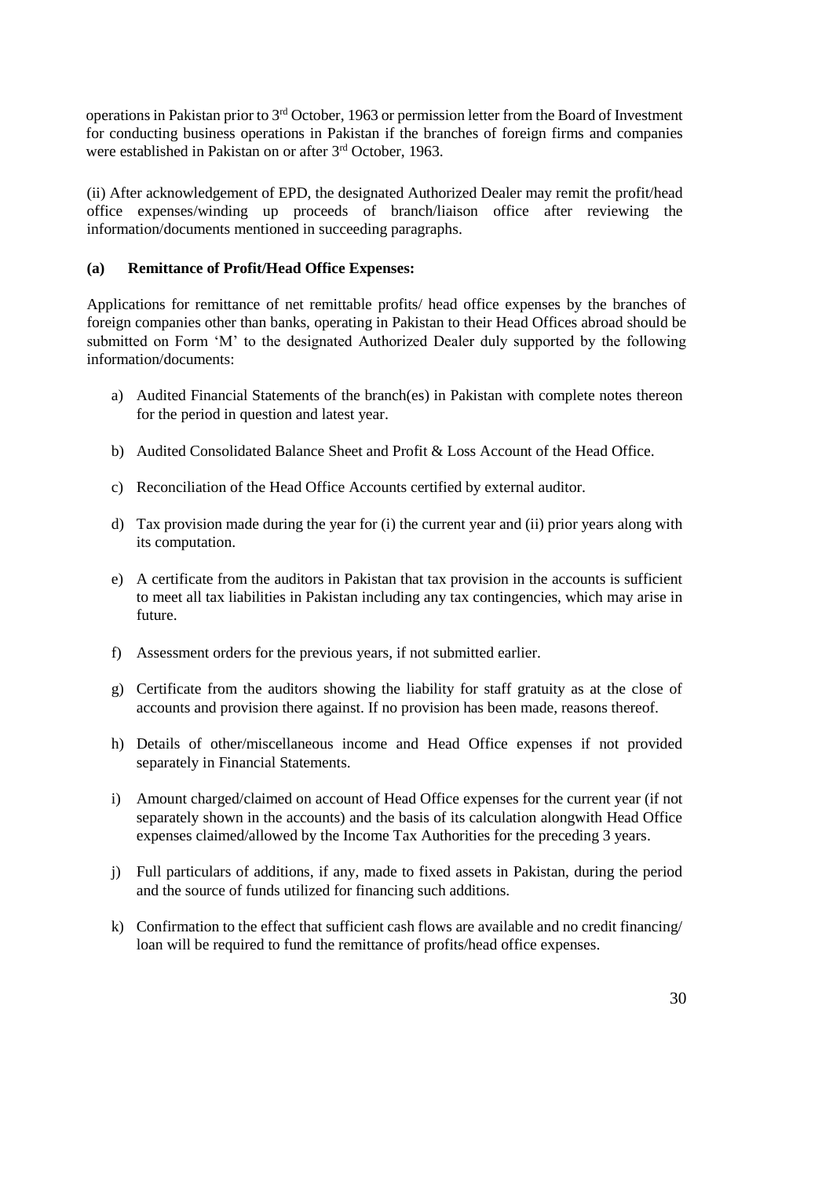operations in Pakistan prior to 3rd October, 1963 or permission letter from the Board of Investment for conducting business operations in Pakistan if the branches of foreign firms and companies were established in Pakistan on or after 3rd October, 1963.

(ii) After acknowledgement of EPD, the designated Authorized Dealer may remit the profit/head office expenses/winding up proceeds of branch/liaison office after reviewing the information/documents mentioned in succeeding paragraphs.

**(a) Remittance of Profit/Head Office Expenses:**

Applications for remittance of net remittable profits/ head office expenses by the branches of foreign companies other than banks, operating in Pakistan to their Head Offices abroad should be submitted on Form 'M' to the designated Authorized Dealer duly supported by the following information/documents:

a) Audited Financial Statements of the branch(es) in Pakistan with complete notes thereon for the period in question and latest year.

b) Audited Consolidated Balance Sheet and Profit & Loss Account of the Head Office.

c) Reconciliation of the Head Office Accounts certified by external auditor.

d) Tax provision made during the year for (i) the current year and (ii) prior years along with its computation.

e) A certificate from the auditors in Pakistan that tax provision in the accounts is sufficient to meet all tax liabilities in Pakistan including any tax contingencies, which may arise in future.

f) Assessment orders for the previous years, if not submitted earlier.

g) Certificate from the auditors showing the liability for staff gratuity as at the close of accounts and provision there against. If no provision has been made, reasons thereof.

h) Details of other/miscellaneous income and Head Office expenses if not provided separately in Financial Statements.

i) Amount charged/claimed on account of Head Office expenses for the current year (if not separately shown in the accounts) and the basis of its calculation alongwith Head Office expenses claimed/allowed by the Income Tax Authorities for the preceding 3 years.

j) Full particulars of additions, if any, made to fixed assets in Pakistan, during the period and the source of funds utilized for financing such additions.

k) Confirmation to the effect that sufficient cash flows are available and no credit financing/ loan will be required to fund the remittance of profits/head office expenses.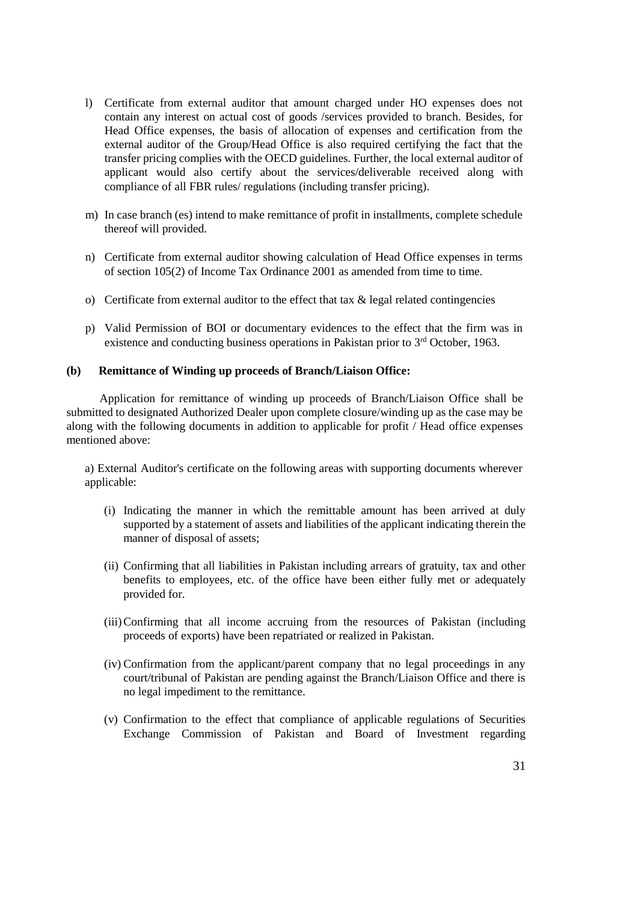l) Certificate from external auditor that amount charged under HO expenses does not contain any interest on actual cost of goods /services provided to branch. Besides, for Head Office expenses, the basis of allocation of expenses and certification from the external auditor of the Group/Head Office is also required certifying the fact that the transfer pricing complies with the OECD guidelines. Further, the local external auditor of applicant would also certify about the services/deliverable received along with compliance of all FBR rules/ regulations (including transfer pricing).

m) In case branch (es) intend to make remittance of profit in installments, complete schedule thereof will provided.

n) Certificate from external auditor showing calculation of Head Office expenses in terms of section 105(2) of Income Tax Ordinance 2001 as amended from time to time.

o) Certificate from external auditor to the effect that tax & legal related contingencies

p) Valid Permission of BOI or documentary evidences to the effect that the firm was in existence and conducting business operations in Pakistan prior to 3rd October, 1963.

**(b) Remittance of Winding up proceeds of Branch/Liaison Office:**

Application for remittance of winding up proceeds of Branch/Liaison Office shall be submitted to designated Authorized Dealer upon complete closure/winding up as the case may be along with the following documents in addition to applicable for profit / Head office expenses mentioned above:

a) External Auditor's certificate on the following areas with supporting documents wherever applicable:

(i) Indicating the manner in which the remittable amount has been arrived at duly supported by a statement of assets and liabilities of the applicant indicating therein the manner of disposal of assets;

(ii) Confirming that all liabilities in Pakistan including arrears of gratuity, tax and other benefits to employees, etc. of the office have been either fully met or adequately provided for.

(iii) Confirming that all income accruing from the resources of Pakistan (including proceeds of exports) have been repatriated or realized in Pakistan.

(iv) Confirmation from the applicant/parent company that no legal proceedings in any court/tribunal of Pakistan are pending against the Branch/Liaison Office and there is no legal impediment to the remittance.

(v) Confirmation to the effect that compliance of applicable regulations of Securities Exchange Commission of Pakistan and Board of Investment regarding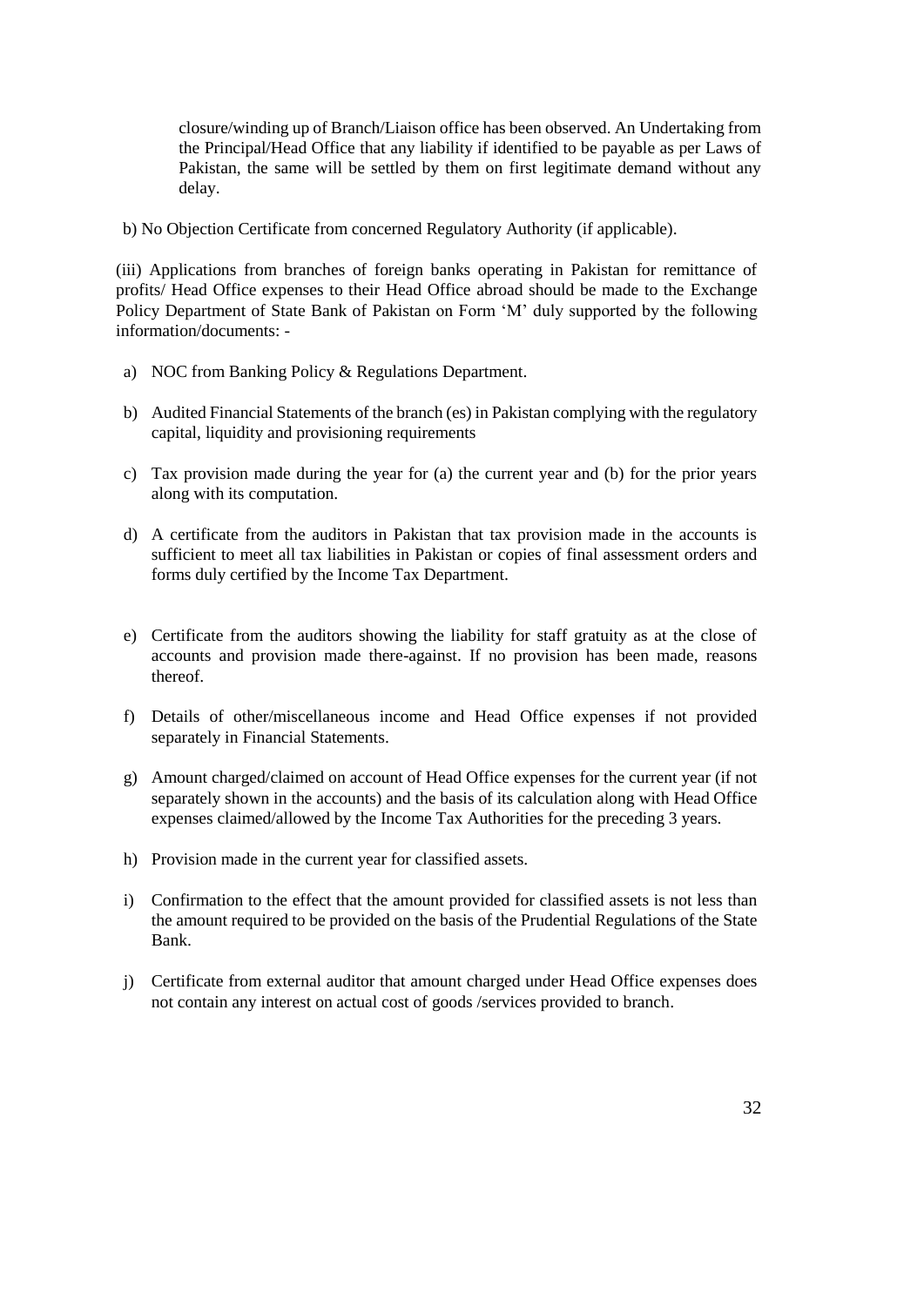closure/winding up of Branch/Liaison office has been observed. An Undertaking from the Principal/Head Office that any liability if identified to be payable as per Laws of Pakistan, the same will be settled by them on first legitimate demand without any delay.

b) No Objection Certificate from concerned Regulatory Authority (if applicable).

(iii) Applications from branches of foreign banks operating in Pakistan for remittance of profits/ Head Office expenses to their Head Office abroad should be made to the Exchange Policy Department of State Bank of Pakistan on Form 'M' duly supported by the following information/documents: -

a) NOC from Banking Policy & Regulations Department.

b) Audited Financial Statements of the branch (es) in Pakistan complying with the regulatory capital, liquidity and provisioning requirements

c) Tax provision made during the year for (a) the current year and (b) for the prior years along with its computation.

d) A certificate from the auditors in Pakistan that tax provision made in the accounts is sufficient to meet all tax liabilities in Pakistan or copies of final assessment orders and forms duly certified by the Income Tax Department.

e) Certificate from the auditors showing the liability for staff gratuity as at the close of accounts and provision made there-against. If no provision has been made, reasons thereof.

f) Details of other/miscellaneous income and Head Office expenses if not provided separately in Financial Statements.

g) Amount charged/claimed on account of Head Office expenses for the current year (if not separately shown in the accounts) and the basis of its calculation along with Head Office expenses claimed/allowed by the Income Tax Authorities for the preceding 3 years.

h) Provision made in the current year for classified assets.

i) Confirmation to the effect that the amount provided for classified assets is not less than the amount required to be provided on the basis of the Prudential Regulations of the State Bank.

j) Certificate from external auditor that amount charged under Head Office expenses does not contain any interest on actual cost of goods /services provided to branch.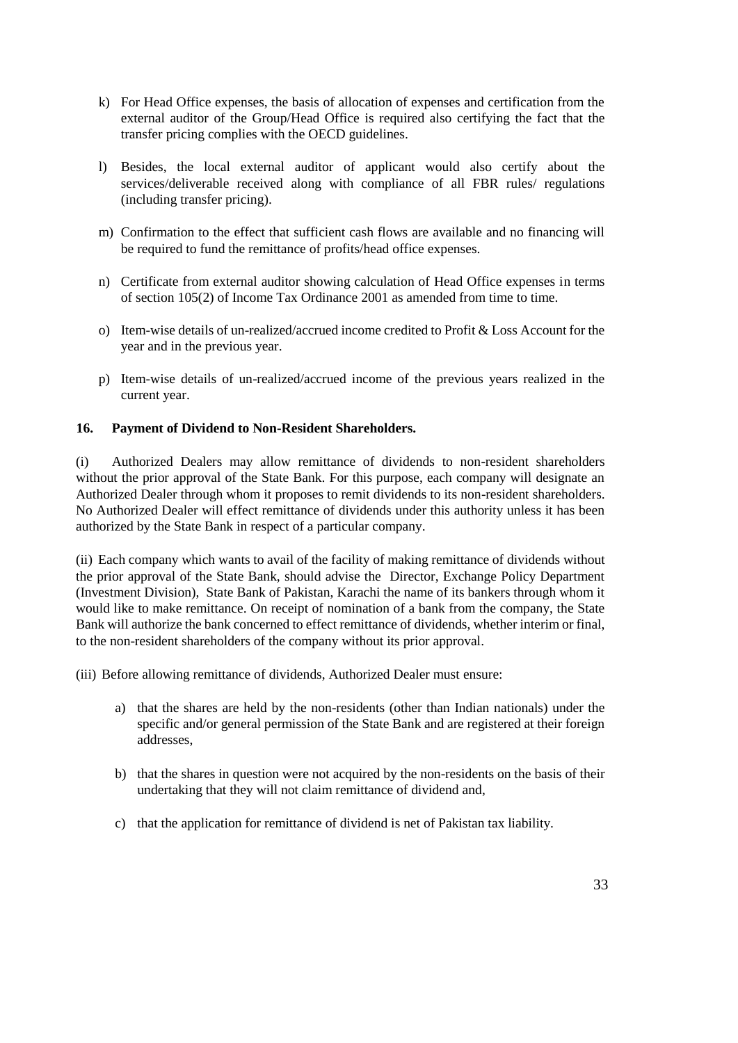k) For Head Office expenses, the basis of allocation of expenses and certification from the external auditor of the Group/Head Office is required also certifying the fact that the transfer pricing complies with the OECD guidelines.

l) Besides, the local external auditor of applicant would also certify about the services/deliverable received along with compliance of all FBR rules/ regulations (including transfer pricing).

m) Confirmation to the effect that sufficient cash flows are available and no financing will be required to fund the remittance of profits/head office expenses.

n) Certificate from external auditor showing calculation of Head Office expenses in terms of section 105(2) of Income Tax Ordinance 2001 as amended from time to time.

o) Item-wise details of un-realized/accrued income credited to Profit & Loss Account for the year and in the previous year.

p) Item-wise details of un-realized/accrued income of the previous years realized in the current year.

**16. Payment of Dividend to Non-Resident Shareholders.**

(i) Authorized Dealers may allow remittance of dividends to non-resident shareholders without the prior approval of the State Bank. For this purpose, each company will designate an Authorized Dealer through whom it proposes to remit dividends to its non-resident shareholders. No Authorized Dealer will effect remittance of dividends under this authority unless it has been authorized by the State Bank in respect of a particular company.

(ii) Each company which wants to avail of the facility of making remittance of dividends without the prior approval of the State Bank, should advise the Director, Exchange Policy Department (Investment Division), State Bank of Pakistan, Karachi the name of its bankers through whom it would like to make remittance. On receipt of nomination of a bank from the company, the State Bank will authorize the bank concerned to effect remittance of dividends, whether interim or final, to the non-resident shareholders of the company without its prior approval.

(iii) Before allowing remittance of dividends, Authorized Dealer must ensure:

a) that the shares are held by the non-residents (other than Indian nationals) under the specific and/or general permission of the State Bank and are registered at their foreign addresses,

b) that the shares in question were not acquired by the non-residents on the basis of their undertaking that they will not claim remittance of dividend and,

c) that the application for remittance of dividend is net of Pakistan tax liability.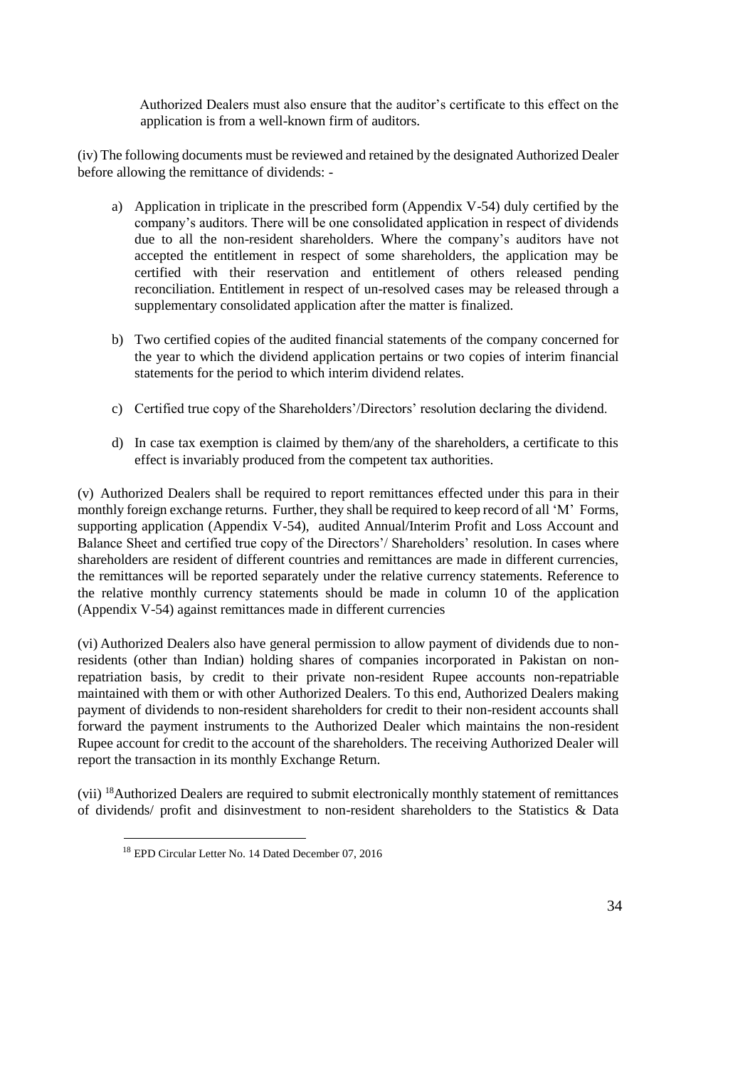Authorized Dealers must also ensure that the auditor's certificate to this effect on the application is from a well-known firm of auditors.

(iv) The following documents must be reviewed and retained by the designated Authorized Dealer before allowing the remittance of dividends: -

a) Application in triplicate in the prescribed form (Appendix V-54) duly certified by the company's auditors. There will be one consolidated application in respect of dividends due to all the non-resident shareholders. Where the company's auditors have not accepted the entitlement in respect of some shareholders, the application may be certified with their reservation and entitlement of others released pending reconciliation. Entitlement in respect of un-resolved cases may be released through a supplementary consolidated application after the matter is finalized.

b) Two certified copies of the audited financial statements of the company concerned for the year to which the dividend application pertains or two copies of interim financial statements for the period to which interim dividend relates.

c) Certified true copy of the Shareholders'/Directors' resolution declaring the dividend.

d) In case tax exemption is claimed by them/any of the shareholders, a certificate to this effect is invariably produced from the competent tax authorities.

(v) Authorized Dealers shall be required to report remittances effected under this para in their monthly foreign exchange returns. Further, they shall be required to keep record of all 'M' Forms, supporting application (Appendix V-54), audited Annual/Interim Profit and Loss Account and Balance Sheet and certified true copy of the Directors'/ Shareholders' resolution. In cases where shareholders are resident of different countries and remittances are made in different currencies, the remittances will be reported separately under the relative currency statements. Reference to the relative monthly currency statements should be made in column 10 of the application (Appendix V-54) against remittances made in different currencies

(vi) Authorized Dealers also have general permission to allow payment of dividends due to non-residents (other than Indian) holding shares of companies incorporated in Pakistan on non-repatriation basis, by credit to their private non-resident Rupee accounts non-repatriable maintained with them or with other Authorized Dealers. To this end, Authorized Dealers making payment of dividends to non-resident shareholders for credit to their non-resident accounts shall forward the payment instruments to the Authorized Dealer which maintains the non-resident Rupee account for credit to the account of the shareholders. The receiving Authorized Dealer will report the transaction in its monthly Exchange Return.

(vii) [18]Authorized Dealers are required to submit electronically monthly statement of remittances of dividends/ profit and disinvestment to non-resident shareholders to the Statistics & Data

[18] EPD Circular Letter No. 14 Dated December 07, 2016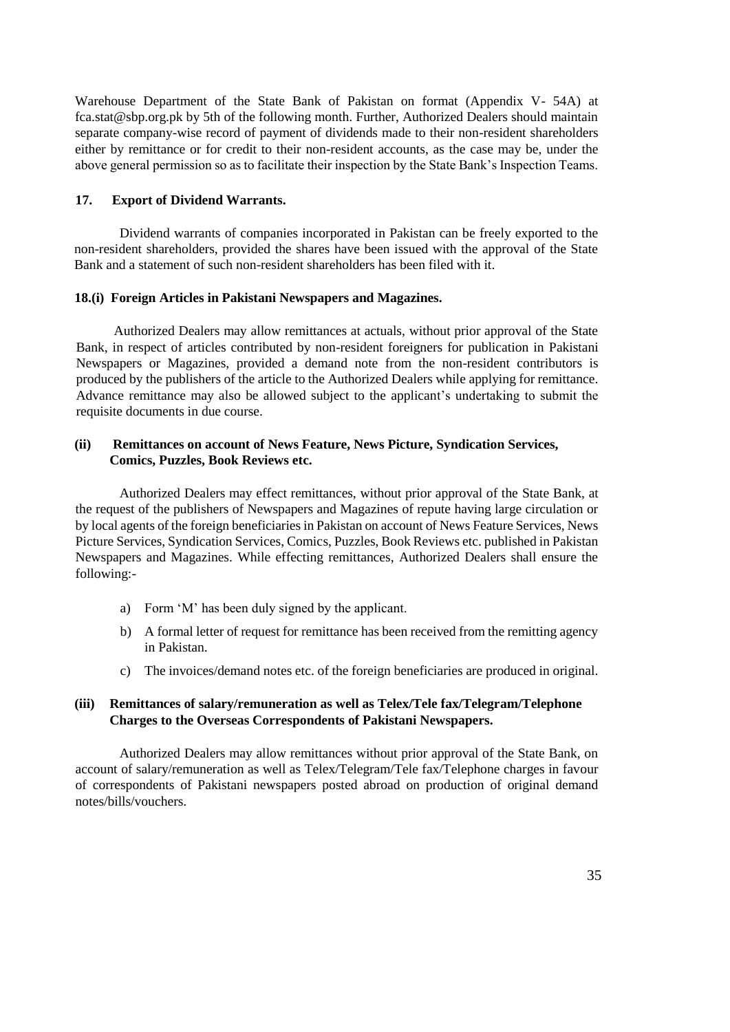Warehouse Department of the State Bank of Pakistan on format (Appendix V- 54A) at fca.stat@sbp.org.pk by 5th of the following month. Further, Authorized Dealers should maintain separate company-wise record of payment of dividends made to their non-resident shareholders either by remittance or for credit to their non-resident accounts, as the case may be, under the above general permission so as to facilitate their inspection by the State Bank's Inspection Teams.

### 17. Export of Dividend Warrants.

Dividend warrants of companies incorporated in Pakistan can be freely exported to the non-resident shareholders, provided the shares have been issued with the approval of the State Bank and a statement of such non-resident shareholders has been filed with it.

### 18.(i) Foreign Articles in Pakistani Newspapers and Magazines.

Authorized Dealers may allow remittances at actuals, without prior approval of the State Bank, in respect of articles contributed by non-resident foreigners for publication in Pakistani Newspapers or Magazines, provided a demand note from the non-resident contributors is produced by the publishers of the article to the Authorized Dealers while applying for remittance. Advance remittance may also be allowed subject to the applicant's undertaking to submit the requisite documents in due course.

### (ii) Remittances on account of News Feature, News Picture, Syndication Services, Comics, Puzzles, Book Reviews etc.

Authorized Dealers may effect remittances, without prior approval of the State Bank, at the request of the publishers of Newspapers and Magazines of repute having large circulation or by local agents of the foreign beneficiaries in Pakistan on account of News Feature Services, News Picture Services, Syndication Services, Comics, Puzzles, Book Reviews etc. published in Pakistan Newspapers and Magazines. While effecting remittances, Authorized Dealers shall ensure the following:-

a) Form 'M' has been duly signed by the applicant.

b) A formal letter of request for remittance has been received from the remitting agency in Pakistan.

c) The invoices/demand notes etc. of the foreign beneficiaries are produced in original.

### (iii) Remittances of salary/remuneration as well as Telex/Tele fax/Telegram/Telephone Charges to the Overseas Correspondents of Pakistani Newspapers.

Authorized Dealers may allow remittances without prior approval of the State Bank, on account of salary/remuneration as well as Telex/Telegram/Tele fax/Telephone charges in favour of correspondents of Pakistani newspapers posted abroad on production of original demand notes/bills/vouchers.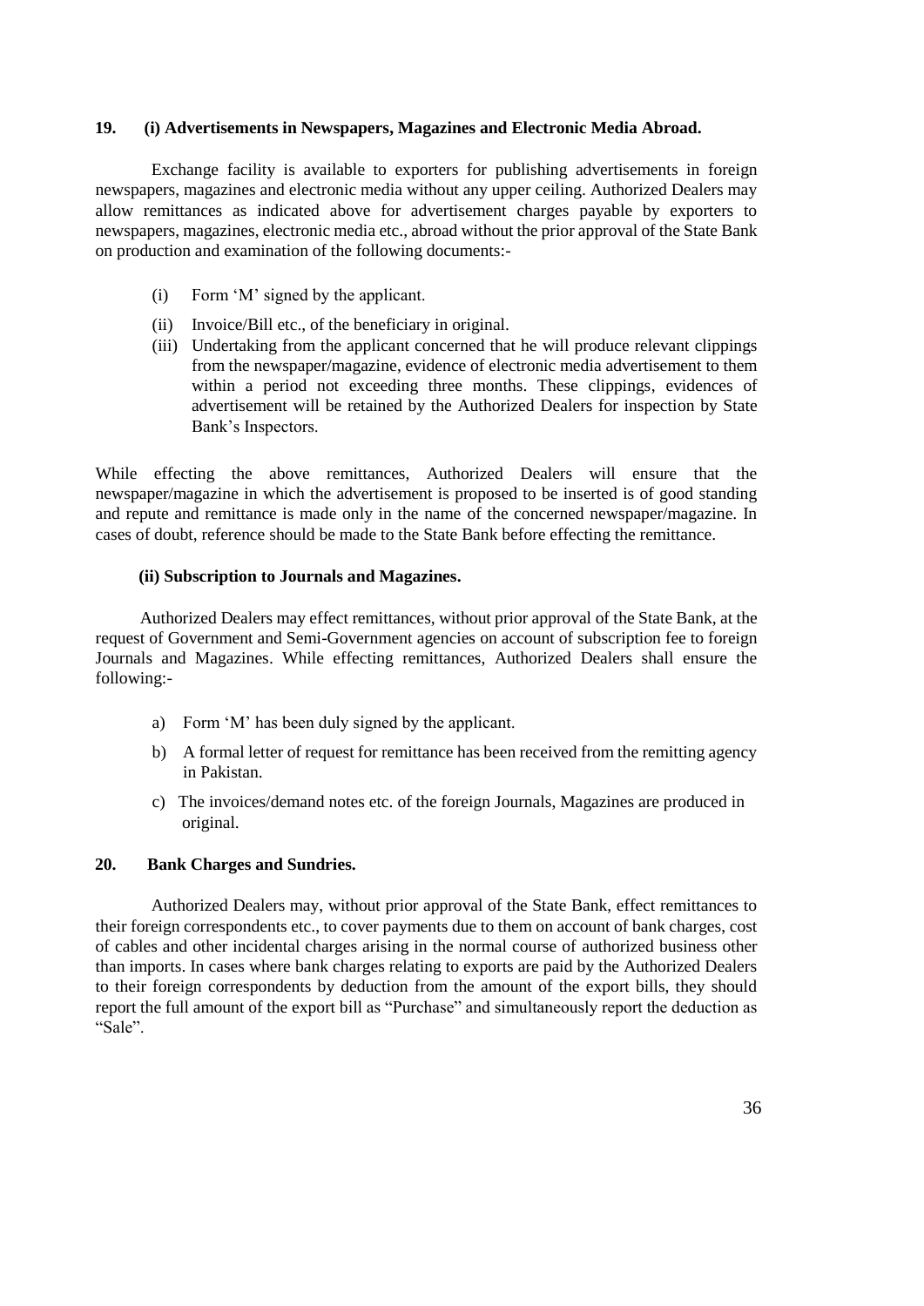**19. (i) Advertisements in Newspapers, Magazines and Electronic Media Abroad.**

Exchange facility is available to exporters for publishing advertisements in foreign newspapers, magazines and electronic media without any upper ceiling. Authorized Dealers may allow remittances as indicated above for advertisement charges payable by exporters to newspapers, magazines, electronic media etc., abroad without the prior approval of the State Bank on production and examination of the following documents:-

(i) Form 'M' signed by the applicant.

(ii) Invoice/Bill etc., of the beneficiary in original.

(iii) Undertaking from the applicant concerned that he will produce relevant clippings from the newspaper/magazine, evidence of electronic media advertisement to them within a period not exceeding three months. These clippings, evidences of advertisement will be retained by the Authorized Dealers for inspection by State Bank's Inspectors.

While effecting the above remittances, Authorized Dealers will ensure that the newspaper/magazine in which the advertisement is proposed to be inserted is of good standing and repute and remittance is made only in the name of the concerned newspaper/magazine. In cases of doubt, reference should be made to the State Bank before effecting the remittance.

**(ii) Subscription to Journals and Magazines.**

Authorized Dealers may effect remittances, without prior approval of the State Bank, at the request of Government and Semi-Government agencies on account of subscription fee to foreign Journals and Magazines. While effecting remittances, Authorized Dealers shall ensure the following:-

a) Form 'M' has been duly signed by the applicant.

b) A formal letter of request for remittance has been received from the remitting agency in Pakistan.

c) The invoices/demand notes etc. of the foreign Journals, Magazines are produced in original.

**20. Bank Charges and Sundries.**

Authorized Dealers may, without prior approval of the State Bank, effect remittances to their foreign correspondents etc., to cover payments due to them on account of bank charges, cost of cables and other incidental charges arising in the normal course of authorized business other than imports. In cases where bank charges relating to exports are paid by the Authorized Dealers to their foreign correspondents by deduction from the amount of the export bills, they should report the full amount of the export bill as "Purchase" and simultaneously report the deduction as "Sale".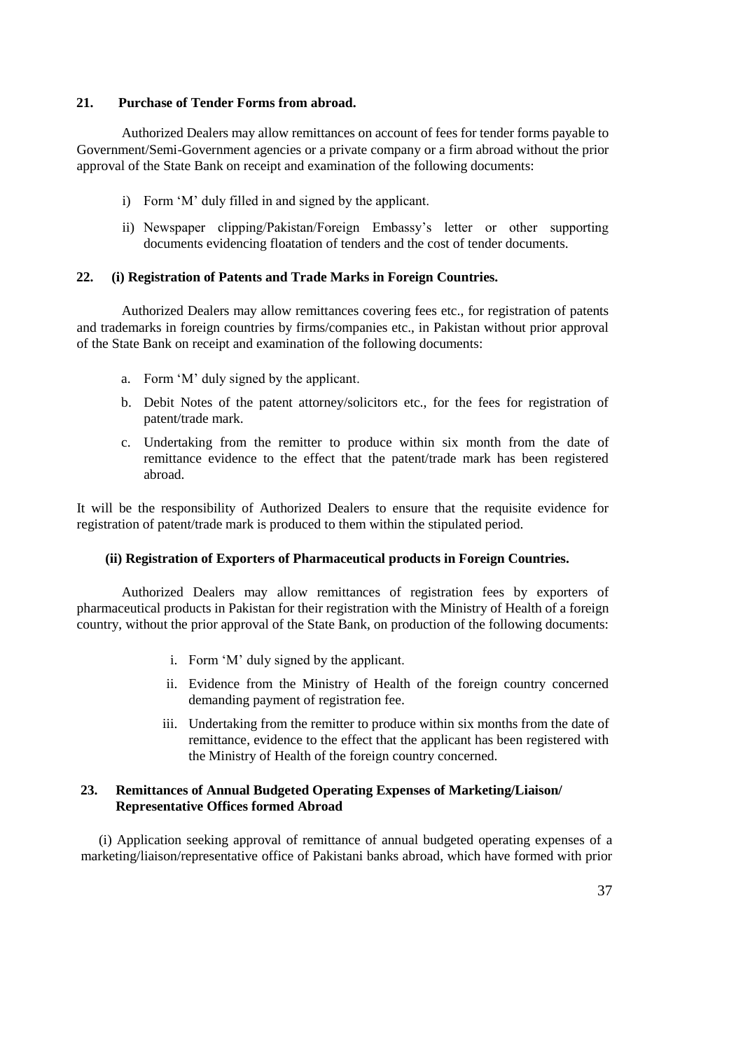**21. Purchase of Tender Forms from abroad.**

Authorized Dealers may allow remittances on account of fees for tender forms payable to Government/Semi-Government agencies or a private company or a firm abroad without the prior approval of the State Bank on receipt and examination of the following documents:

i) Form 'M' duly filled in and signed by the applicant.

ii) Newspaper clipping/Pakistan/Foreign Embassy's letter or other supporting documents evidencing floatation of tenders and the cost of tender documents.

**22. (i) Registration of Patents and Trade Marks in Foreign Countries.**

Authorized Dealers may allow remittances covering fees etc., for registration of patents and trademarks in foreign countries by firms/companies etc., in Pakistan without prior approval of the State Bank on receipt and examination of the following documents:

a. Form 'M' duly signed by the applicant.

b. Debit Notes of the patent attorney/solicitors etc., for the fees for registration of patent/trade mark.

c. Undertaking from the remitter to produce within six month from the date of remittance evidence to the effect that the patent/trade mark has been registered abroad.

It will be the responsibility of Authorized Dealers to ensure that the requisite evidence for registration of patent/trade mark is produced to them within the stipulated period.

**(ii) Registration of Exporters of Pharmaceutical products in Foreign Countries.**

Authorized Dealers may allow remittances of registration fees by exporters of pharmaceutical products in Pakistan for their registration with the Ministry of Health of a foreign country, without the prior approval of the State Bank, on production of the following documents:

i. Form 'M' duly signed by the applicant.

ii. Evidence from the Ministry of Health of the foreign country concerned demanding payment of registration fee.

iii. Undertaking from the remitter to produce within six months from the date of remittance, evidence to the effect that the applicant has been registered with the Ministry of Health of the foreign country concerned.

**23. Remittances of Annual Budgeted Operating Expenses of Marketing/Liaison/ Representative Offices formed Abroad**

(i) Application seeking approval of remittance of annual budgeted operating expenses of a marketing/liaison/representative office of Pakistani banks abroad, which have formed with prior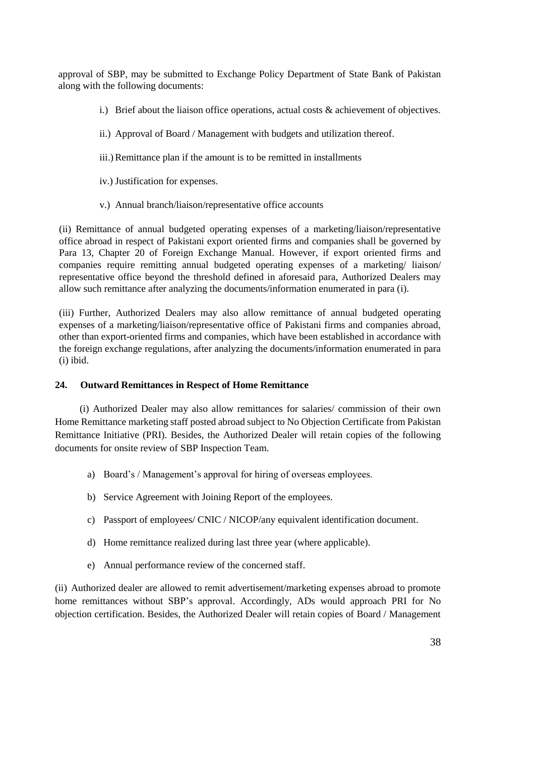approval of SBP, may be submitted to Exchange Policy Department of State Bank of Pakistan along with the following documents:

i.) Brief about the liaison office operations, actual costs & achievement of objectives.

ii.) Approval of Board / Management with budgets and utilization thereof.

iii.) Remittance plan if the amount is to be remitted in installments

iv.) Justification for expenses.

v.) Annual branch/liaison/representative office accounts

(ii) Remittance of annual budgeted operating expenses of a marketing/liaison/representative office abroad in respect of Pakistani export oriented firms and companies shall be governed by Para 13, Chapter 20 of Foreign Exchange Manual. However, if export oriented firms and companies require remitting annual budgeted operating expenses of a marketing/ liaison/ representative office beyond the threshold defined in aforesaid para, Authorized Dealers may allow such remittance after analyzing the documents/information enumerated in para (i).

(iii) Further, Authorized Dealers may also allow remittance of annual budgeted operating expenses of a marketing/liaison/representative office of Pakistani firms and companies abroad, other than export-oriented firms and companies, which have been established in accordance with the foreign exchange regulations, after analyzing the documents/information enumerated in para (i) ibid.

### 24. Outward Remittances in Respect of Home Remittance

(i) Authorized Dealer may also allow remittances for salaries/ commission of their own Home Remittance marketing staff posted abroad subject to No Objection Certificate from Pakistan Remittance Initiative (PRI). Besides, the Authorized Dealer will retain copies of the following documents for onsite review of SBP Inspection Team.

a) Board's / Management's approval for hiring of overseas employees.

b) Service Agreement with Joining Report of the employees.

c) Passport of employees/ CNIC / NICOP/any equivalent identification document.

d) Home remittance realized during last three year (where applicable).

e) Annual performance review of the concerned staff.

(ii) Authorized dealer are allowed to remit advertisement/marketing expenses abroad to promote home remittances without SBP's approval. Accordingly, ADs would approach PRI for No objection certification. Besides, the Authorized Dealer will retain copies of Board / Management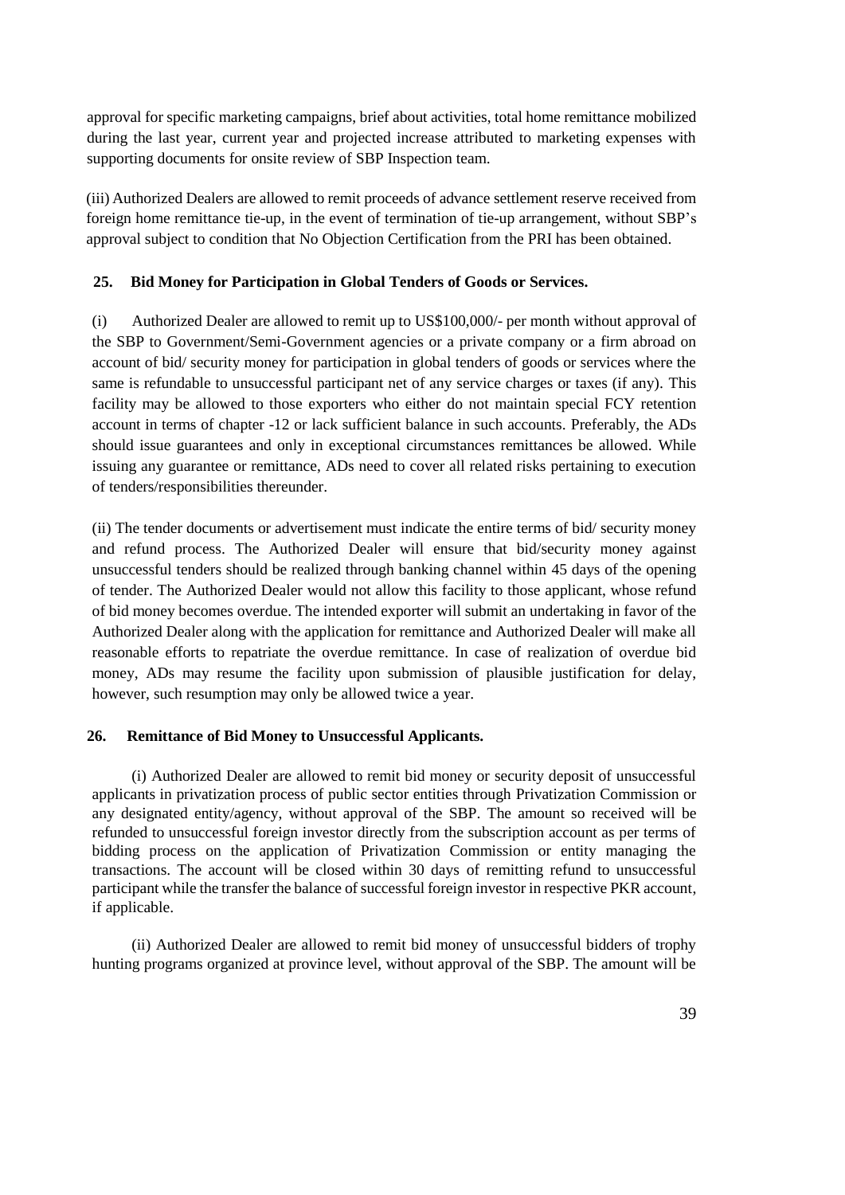approval for specific marketing campaigns, brief about activities, total home remittance mobilized during the last year, current year and projected increase attributed to marketing expenses with supporting documents for onsite review of SBP Inspection team.

(iii) Authorized Dealers are allowed to remit proceeds of advance settlement reserve received from foreign home remittance tie-up, in the event of termination of tie-up arrangement, without SBP's approval subject to condition that No Objection Certification from the PRI has been obtained.

**25. Bid Money for Participation in Global Tenders of Goods or Services.**

(i) Authorized Dealer are allowed to remit up to US$100,000/- per month without approval of the SBP to Government/Semi-Government agencies or a private company or a firm abroad on account of bid/ security money for participation in global tenders of goods or services where the same is refundable to unsuccessful participant net of any service charges or taxes (if any). This facility may be allowed to those exporters who either do not maintain special FCY retention account in terms of chapter -12 or lack sufficient balance in such accounts. Preferably, the ADs should issue guarantees and only in exceptional circumstances remittances be allowed. While issuing any guarantee or remittance, ADs need to cover all related risks pertaining to execution of tenders/responsibilities thereunder.

(ii) The tender documents or advertisement must indicate the entire terms of bid/ security money and refund process. The Authorized Dealer will ensure that bid/security money against unsuccessful tenders should be realized through banking channel within 45 days of the opening of tender. The Authorized Dealer would not allow this facility to those applicant, whose refund of bid money becomes overdue. The intended exporter will submit an undertaking in favor of the Authorized Dealer along with the application for remittance and Authorized Dealer will make all reasonable efforts to repatriate the overdue remittance. In case of realization of overdue bid money, ADs may resume the facility upon submission of plausible justification for delay, however, such resumption may only be allowed twice a year.

**26. Remittance of Bid Money to Unsuccessful Applicants.**

(i) Authorized Dealer are allowed to remit bid money or security deposit of unsuccessful applicants in privatization process of public sector entities through Privatization Commission or any designated entity/agency, without approval of the SBP. The amount so received will be refunded to unsuccessful foreign investor directly from the subscription account as per terms of bidding process on the application of Privatization Commission or entity managing the transactions. The account will be closed within 30 days of remitting refund to unsuccessful participant while the transfer the balance of successful foreign investor in respective PKR account, if applicable.

(ii) Authorized Dealer are allowed to remit bid money of unsuccessful bidders of trophy hunting programs organized at province level, without approval of the SBP. The amount will be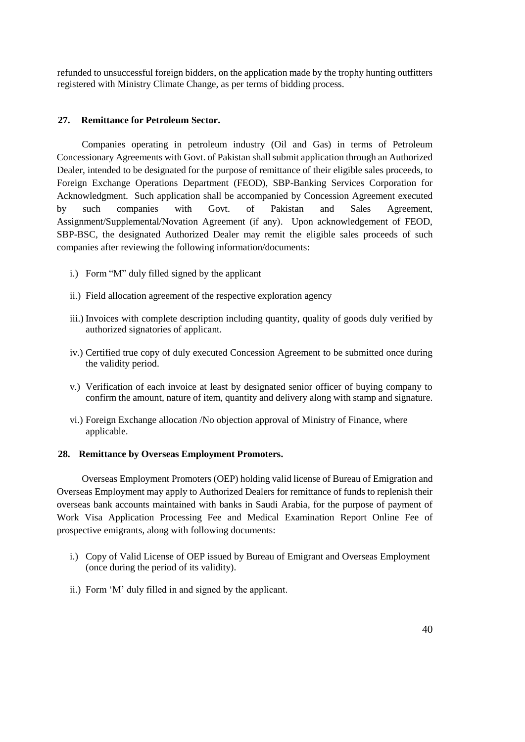refunded to unsuccessful foreign bidders, on the application made by the trophy hunting outfitters registered with Ministry Climate Change, as per terms of bidding process.

### 27. Remittance for Petroleum Sector.

Companies operating in petroleum industry (Oil and Gas) in terms of Petroleum Concessionary Agreements with Govt. of Pakistan shall submit application through an Authorized Dealer, intended to be designated for the purpose of remittance of their eligible sales proceeds, to Foreign Exchange Operations Department (FEOD), SBP-Banking Services Corporation for Acknowledgment. Such application shall be accompanied by Concession Agreement executed by such companies with Govt. of Pakistan and Sales Agreement, Assignment/Supplemental/Novation Agreement (if any). Upon acknowledgement of FEOD, SBP-BSC, the designated Authorized Dealer may remit the eligible sales proceeds of such companies after reviewing the following information/documents:

i.) Form "M" duly filled signed by the applicant

ii.) Field allocation agreement of the respective exploration agency

iii.) Invoices with complete description including quantity, quality of goods duly verified by authorized signatories of applicant.

iv.) Certified true copy of duly executed Concession Agreement to be submitted once during the validity period.

v.) Verification of each invoice at least by designated senior officer of buying company to confirm the amount, nature of item, quantity and delivery along with stamp and signature.

vi.) Foreign Exchange allocation /No objection approval of Ministry of Finance, where applicable.

### 28. Remittance by Overseas Employment Promoters.

Overseas Employment Promoters (OEP) holding valid license of Bureau of Emigration and Overseas Employment may apply to Authorized Dealers for remittance of funds to replenish their overseas bank accounts maintained with banks in Saudi Arabia, for the purpose of payment of Work Visa Application Processing Fee and Medical Examination Report Online Fee of prospective emigrants, along with following documents:

i.) Copy of Valid License of OEP issued by Bureau of Emigrant and Overseas Employment (once during the period of its validity).

ii.) Form 'M' duly filled in and signed by the applicant.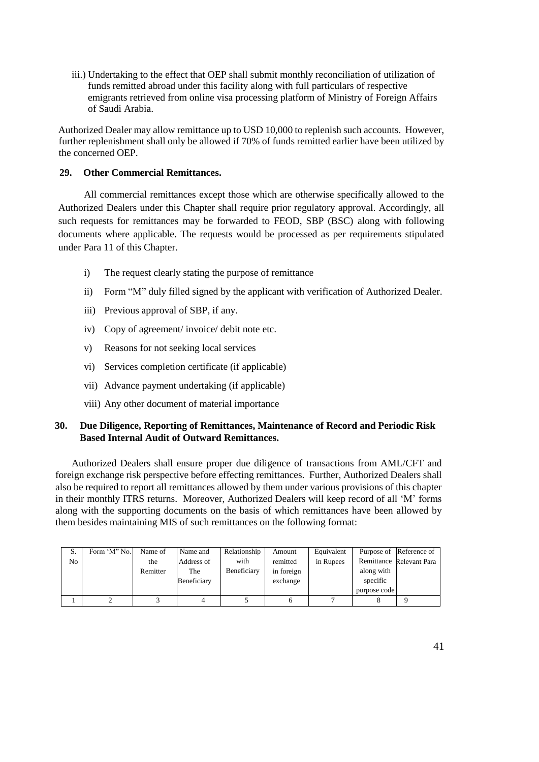iii.) Undertaking to the effect that OEP shall submit monthly reconciliation of utilization of funds remitted abroad under this facility along with full particulars of respective emigrants retrieved from online visa processing platform of Ministry of Foreign Affairs of Saudi Arabia.

Authorized Dealer may allow remittance up to USD 10,000 to replenish such accounts. However, further replenishment shall only be allowed if 70% of funds remitted earlier have been utilized by the concerned OEP.

### 29. Other Commercial Remittances.

All commercial remittances except those which are otherwise specifically allowed to the Authorized Dealers under this Chapter shall require prior regulatory approval. Accordingly, all such requests for remittances may be forwarded to FEOD, SBP (BSC) along with following documents where applicable. The requests would be processed as per requirements stipulated under Para 11 of this Chapter.

i) The request clearly stating the purpose of remittance

ii) Form "M" duly filled signed by the applicant with verification of Authorized Dealer.

iii) Previous approval of SBP, if any.

iv) Copy of agreement/ invoice/ debit note etc.

v) Reasons for not seeking local services

vi) Services completion certificate (if applicable)

vii) Advance payment undertaking (if applicable)

viii) Any other document of material importance

### 30. Due Diligence, Reporting of Remittances, Maintenance of Record and Periodic Risk Based Internal Audit of Outward Remittances.

Authorized Dealers shall ensure proper due diligence of transactions from AML/CFT and foreign exchange risk perspective before effecting remittances. Further, Authorized Dealers shall also be required to report all remittances allowed by them under various provisions of this chapter in their monthly ITRS returns. Moreover, Authorized Dealers will keep record of all 'M' forms along with the supporting documents on the basis of which remittances have been allowed by them besides maintaining MIS of such remittances on the following format:

| S. No | Form 'M" No. | Name of the Remitter | Name and Address of The Beneficiary | Relationship with Beneficiary | Amount remitted in foreign exchange | Equivalent in Rupees | Purpose of Remittance along with specific purpose code | Reference of Relevant Para |
|---|---|---|---|---|---|---|---|---|
| 1 | 2 | 3 | 4 | 5 | 6 | 7 | 8 | 9 |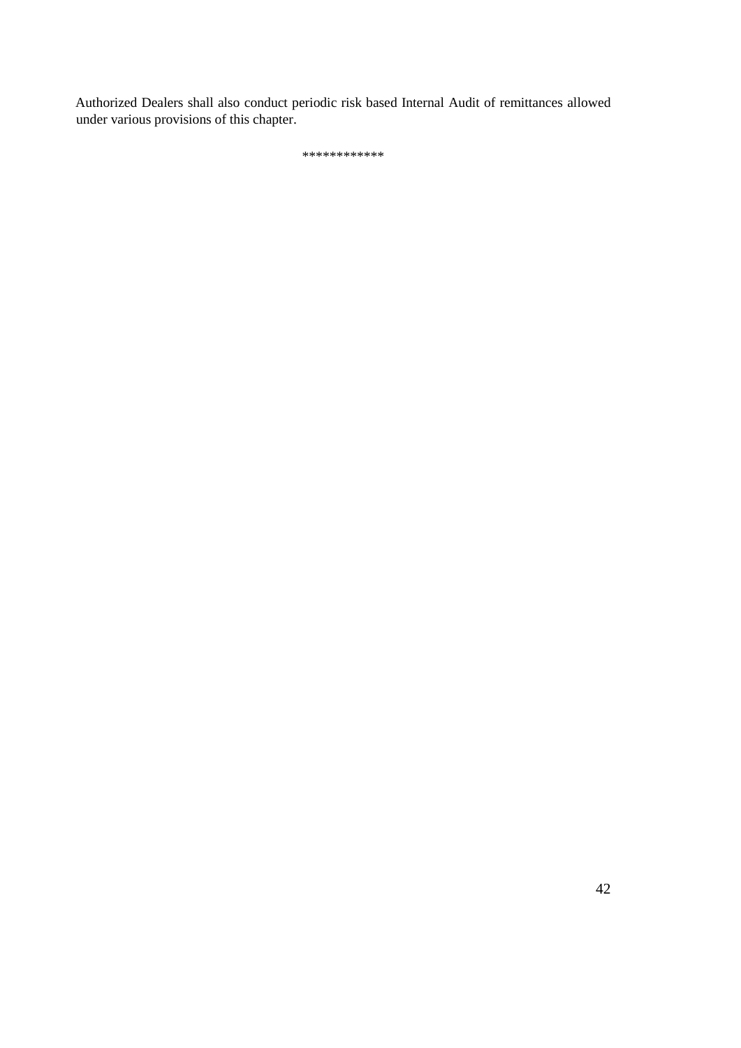Authorized Dealers shall also conduct periodic risk based Internal Audit of remittances allowed under various provisions of this chapter.

************